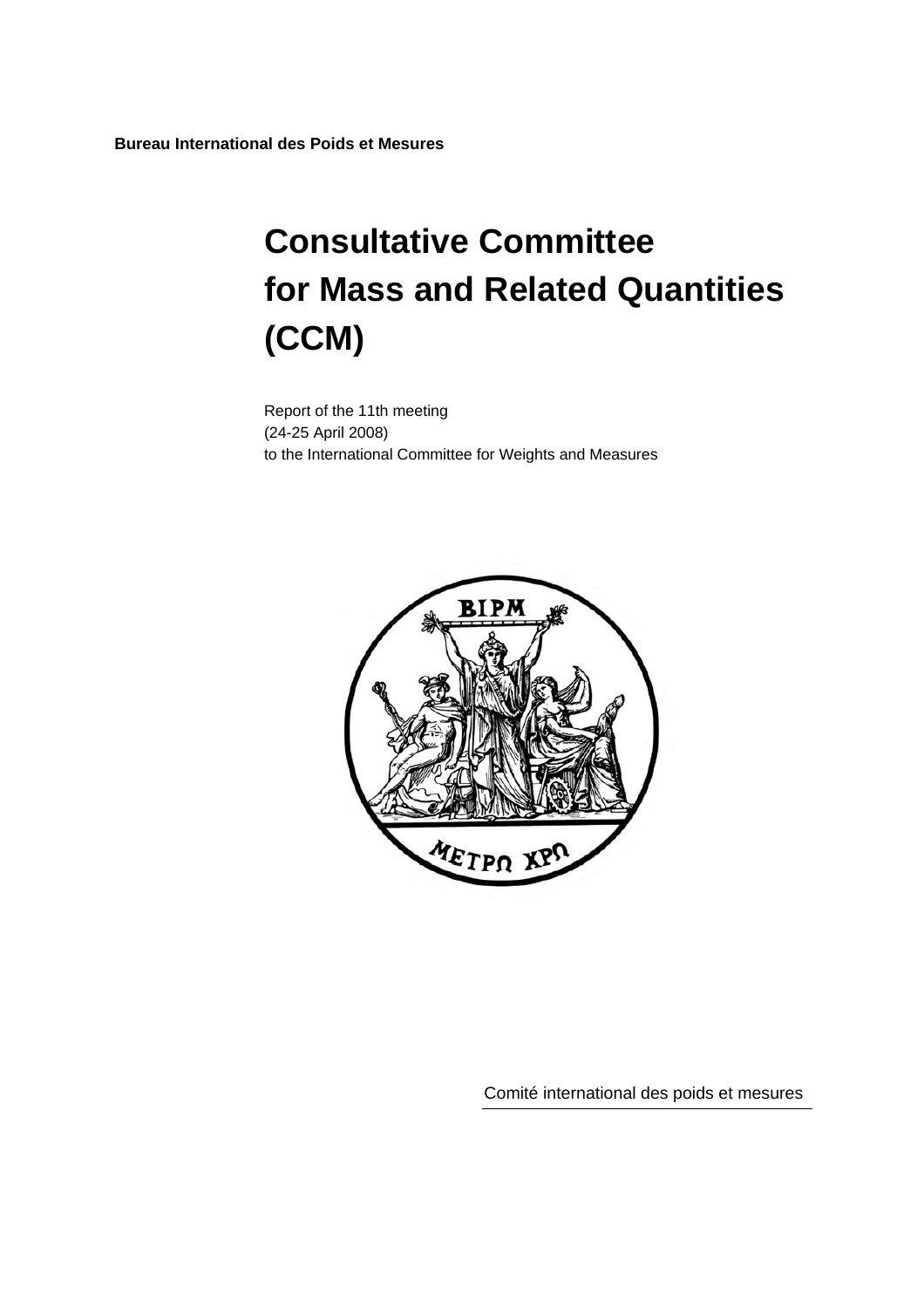**Bureau International des Poids et Mesures**

# Consultative Committee for Mass and Related Quantities (CCM)

Report of the 11th meeting
(24-25 April 2008)
to the International Committee for Weights and Measures

Comité international des poids et mesures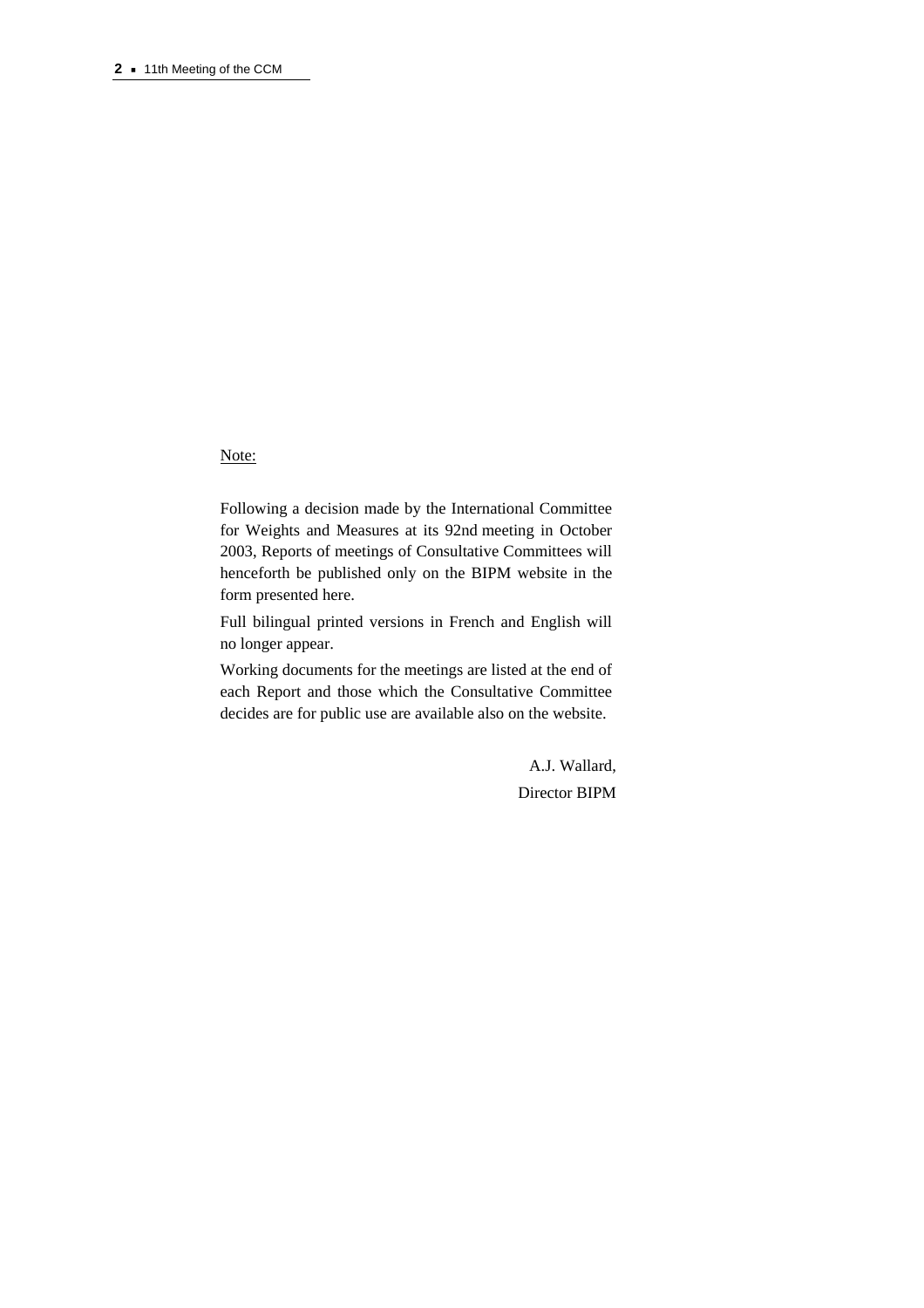Note:

Following a decision made by the International Committee for Weights and Measures at its 92nd meeting in October 2003, Reports of meetings of Consultative Committees will henceforth be published only on the BIPM website in the form presented here.

Full bilingual printed versions in French and English will no longer appear.

Working documents for the meetings are listed at the end of each Report and those which the Consultative Committee decides are for public use are available also on the website.

A.J. Wallard,
Director BIPM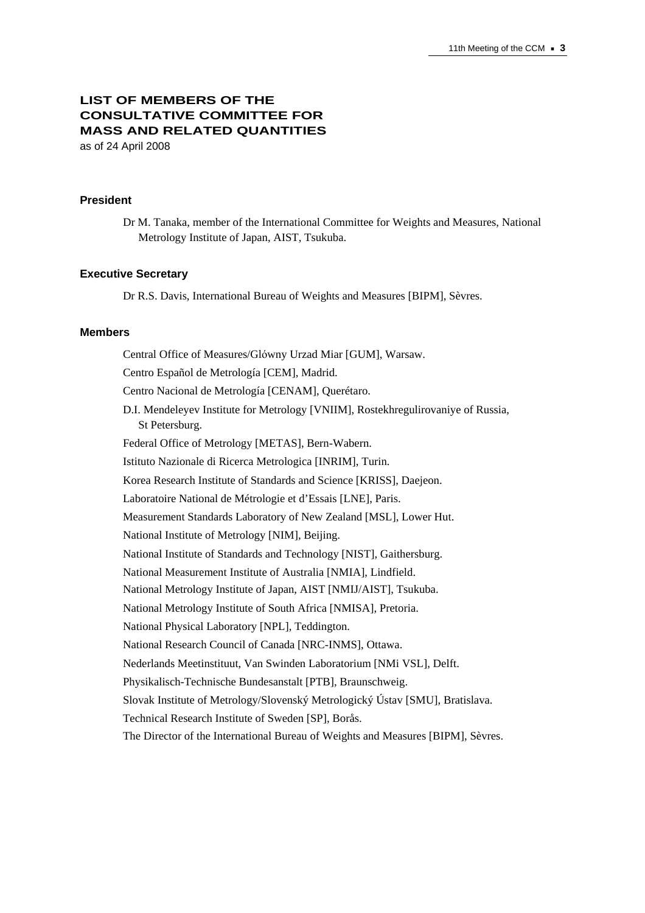# LIST OF MEMBERS OF THE CONSULTATIVE COMMITTEE FOR MASS AND RELATED QUANTITIES

as of 24 April 2008

### President

Dr M. Tanaka, member of the International Committee for Weights and Measures, National Metrology Institute of Japan, AIST, Tsukuba.

### Executive Secretary

Dr R.S. Davis, International Bureau of Weights and Measures [BIPM], Sèvres.

### Members

Central Office of Measures/Glówny Urzad Miar [GUM], Warsaw.

Centro Español de Metrología [CEM], Madrid.

Centro Nacional de Metrología [CENAM], Querétaro.

D.I. Mendeleyev Institute for Metrology [VNIIM], Rostekhregulirovaniye of Russia, St Petersburg.

Federal Office of Metrology [METAS], Bern-Wabern.

Istituto Nazionale di Ricerca Metrologica [INRIM], Turin.

Korea Research Institute of Standards and Science [KRISS], Daejeon.

Laboratoire National de Métrologie et d'Essais [LNE], Paris.

Measurement Standards Laboratory of New Zealand [MSL], Lower Hut.

National Institute of Metrology [NIM], Beijing.

National Institute of Standards and Technology [NIST], Gaithersburg.

National Measurement Institute of Australia [NMIA], Lindfield.

National Metrology Institute of Japan, AIST [NMIJ/AIST], Tsukuba.

National Metrology Institute of South Africa [NMISA], Pretoria.

National Physical Laboratory [NPL], Teddington.

National Research Council of Canada [NRC-INMS], Ottawa.

Nederlands Meetinstituut, Van Swinden Laboratorium [NMi VSL], Delft.

Physikalisch-Technische Bundesanstalt [PTB], Braunschweig.

Slovak Institute of Metrology/Slovenský Metrologický Ústav [SMU], Bratislava.

Technical Research Institute of Sweden [SP], Borås.

The Director of the International Bureau of Weights and Measures [BIPM], Sèvres.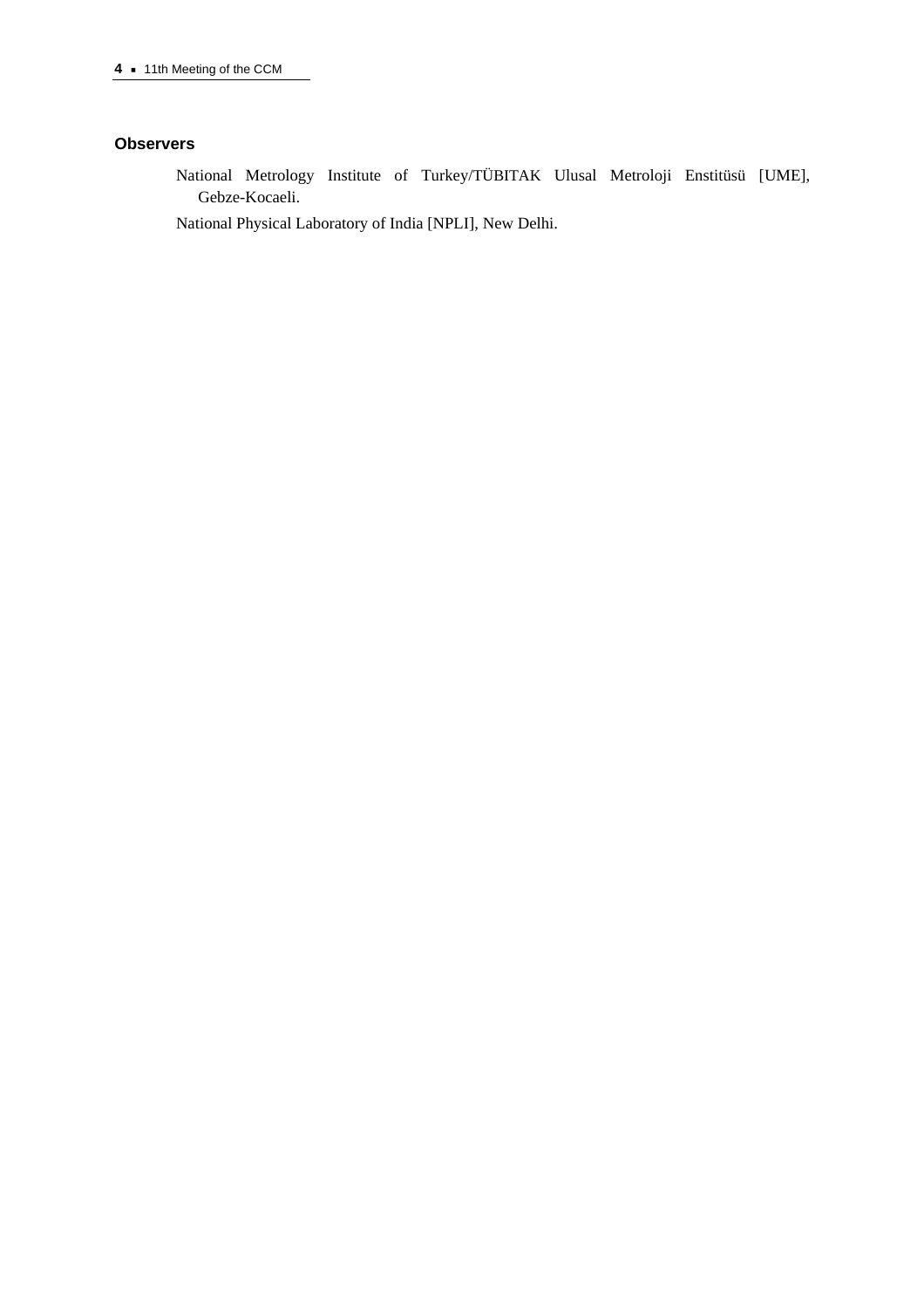### Observers

National Metrology Institute of Turkey/TÜBITAK Ulusal Metroloji Enstitüsü [UME], Gebze-Kocaeli.

National Physical Laboratory of India [NPLI], New Delhi.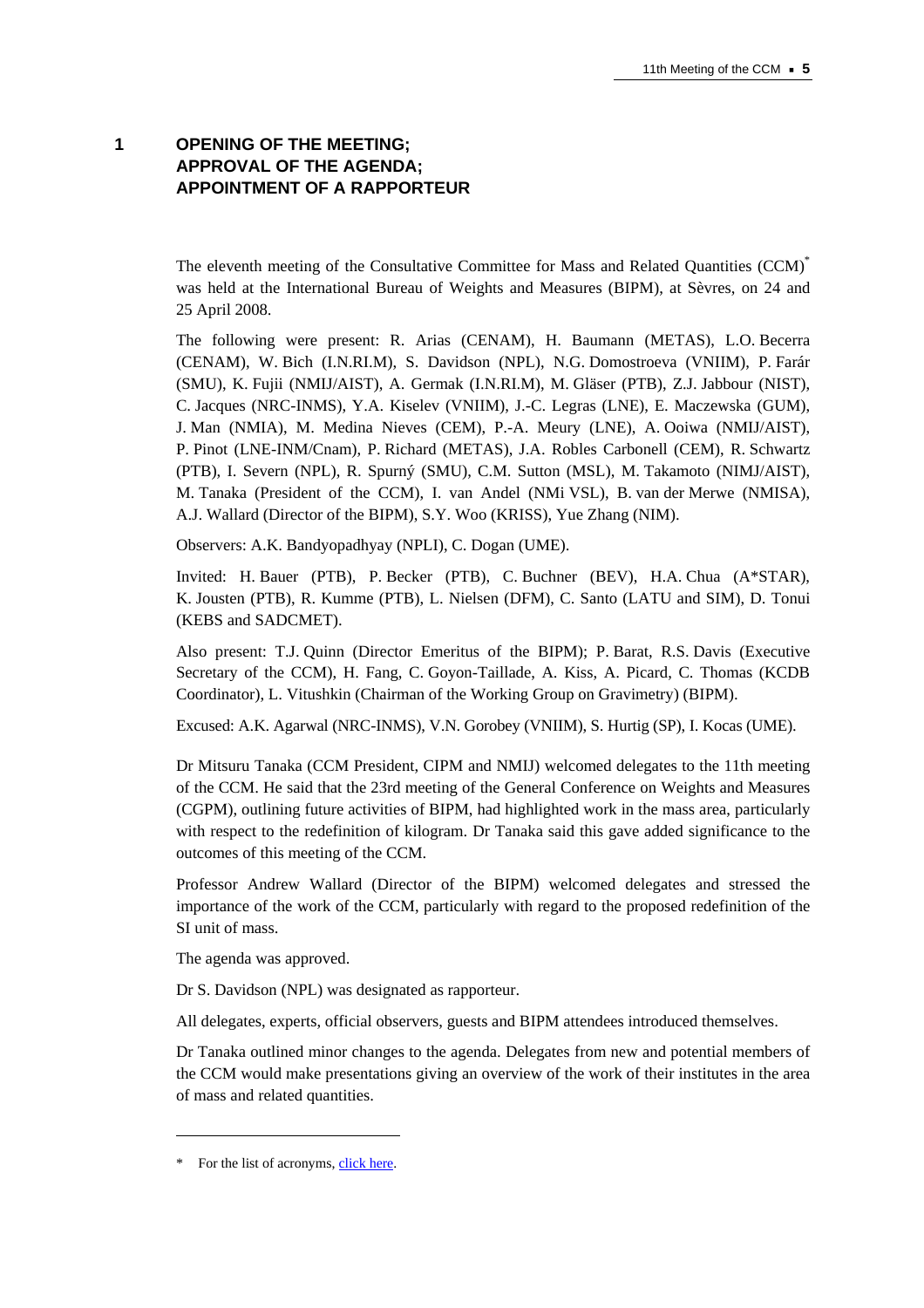# 1 OPENING OF THE MEETING; APPROVAL OF THE AGENDA; APPOINTMENT OF A RAPPORTEUR

The eleventh meeting of the Consultative Committee for Mass and Related Quantities (CCM)* was held at the International Bureau of Weights and Measures (BIPM), at Sèvres, on 24 and 25 April 2008.

The following were present: R. Arias (CENAM), H. Baumann (METAS), L.O. Becerra (CENAM), W. Bich (I.N.RI.M), S. Davidson (NPL), N.G. Domostroeva (VNIIM), P. Farár (SMU), K. Fujii (NMIJ/AIST), A. Germak (I.N.RI.M), M. Gläser (PTB), Z.J. Jabbour (NIST), C. Jacques (NRC-INMS), Y.A. Kiselev (VNIIM), J.-C. Legras (LNE), E. Maczewska (GUM), J. Man (NMIA), M. Medina Nieves (CEM), P.-A. Meury (LNE), A. Ooiwa (NMIJ/AIST), P. Pinot (LNE-INM/Cnam), P. Richard (METAS), J.A. Robles Carbonell (CEM), R. Schwartz (PTB), I. Severn (NPL), R. Spurný (SMU), C.M. Sutton (MSL), M. Takamoto (NIMJ/AIST), M. Tanaka (President of the CCM), I. van Andel (NMi VSL), B. van der Merwe (NMISA), A.J. Wallard (Director of the BIPM), S.Y. Woo (KRISS), Yue Zhang (NIM).

Observers: A.K. Bandyopadhyay (NPLI), C. Dogan (UME).

Invited: H. Bauer (PTB), P. Becker (PTB), C. Buchner (BEV), H.A. Chua (A*STAR), K. Jousten (PTB), R. Kumme (PTB), L. Nielsen (DFM), C. Santo (LATU and SIM), D. Tonui (KEBS and SADCMET).

Also present: T.J. Quinn (Director Emeritus of the BIPM); P. Barat, R.S. Davis (Executive Secretary of the CCM), H. Fang, C. Goyon-Taillade, A. Kiss, A. Picard, C. Thomas (KCDB Coordinator), L. Vitushkin (Chairman of the Working Group on Gravimetry) (BIPM).

Excused: A.K. Agarwal (NRC-INMS), V.N. Gorobey (VNIIM), S. Hurtig (SP), I. Kocas (UME).

Dr Mitsuru Tanaka (CCM President, CIPM and NMIJ) welcomed delegates to the 11th meeting of the CCM. He said that the 23rd meeting of the General Conference on Weights and Measures (CGPM), outlining future activities of BIPM, had highlighted work in the mass area, particularly with respect to the redefinition of kilogram. Dr Tanaka said this gave added significance to the outcomes of this meeting of the CCM.

Professor Andrew Wallard (Director of the BIPM) welcomed delegates and stressed the importance of the work of the CCM, particularly with regard to the proposed redefinition of the SI unit of mass.

The agenda was approved.

Dr S. Davidson (NPL) was designated as rapporteur.

All delegates, experts, official observers, guests and BIPM attendees introduced themselves.

Dr Tanaka outlined minor changes to the agenda. Delegates from new and potential members of the CCM would make presentations giving an overview of the work of their institutes in the area of mass and related quantities.

---

* For the list of acronyms, click here.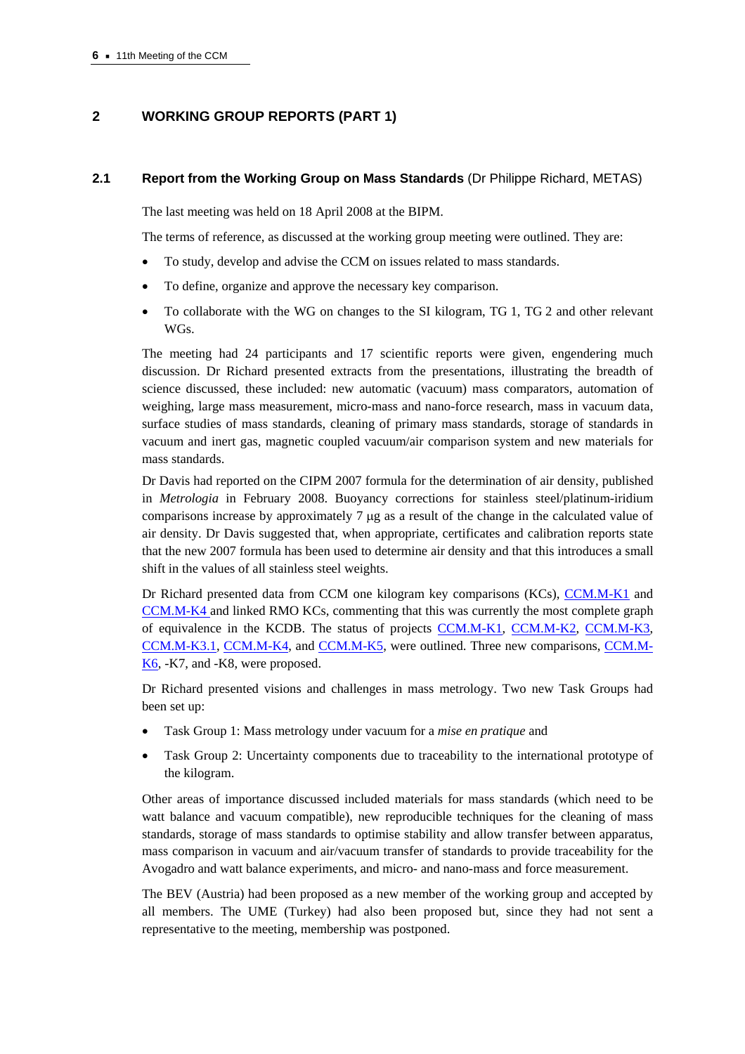## 2 WORKING GROUP REPORTS (PART 1)

### 2.1 Report from the Working Group on Mass Standards (Dr Philippe Richard, METAS)

The last meeting was held on 18 April 2008 at the BIPM.

The terms of reference, as discussed at the working group meeting were outlined. They are:

- To study, develop and advise the CCM on issues related to mass standards.
- To define, organize and approve the necessary key comparison.
- To collaborate with the WG on changes to the SI kilogram, TG 1, TG 2 and other relevant WGs.

The meeting had 24 participants and 17 scientific reports were given, engendering much discussion. Dr Richard presented extracts from the presentations, illustrating the breadth of science discussed, these included: new automatic (vacuum) mass comparators, automation of weighing, large mass measurement, micro-mass and nano-force research, mass in vacuum data, surface studies of mass standards, cleaning of primary mass standards, storage of standards in vacuum and inert gas, magnetic coupled vacuum/air comparison system and new materials for mass standards.

Dr Davis had reported on the CIPM 2007 formula for the determination of air density, published in *Metrologia* in February 2008. Buoyancy corrections for stainless steel/platinum-iridium comparisons increase by approximately 7 µg as a result of the change in the calculated value of air density. Dr Davis suggested that, when appropriate, certificates and calibration reports state that the new 2007 formula has been used to determine air density and that this introduces a small shift in the values of all stainless steel weights.

Dr Richard presented data from CCM one kilogram key comparisons (KCs), CCM.M-K1 and CCM.M-K4 and linked RMO KCs, commenting that this was currently the most complete graph of equivalence in the KCDB. The status of projects CCM.M-K1, CCM.M-K2, CCM.M-K3, CCM.M-K3.1, CCM.M-K4, and CCM.M-K5, were outlined. Three new comparisons, CCM.M-K6, -K7, and -K8, were proposed.

Dr Richard presented visions and challenges in mass metrology. Two new Task Groups had been set up:

- Task Group 1: Mass metrology under vacuum for a *mise en pratique* and
- Task Group 2: Uncertainty components due to traceability to the international prototype of the kilogram.

Other areas of importance discussed included materials for mass standards (which need to be watt balance and vacuum compatible), new reproducible techniques for the cleaning of mass standards, storage of mass standards to optimise stability and allow transfer between apparatus, mass comparison in vacuum and air/vacuum transfer of standards to provide traceability for the Avogadro and watt balance experiments, and micro- and nano-mass and force measurement.

The BEV (Austria) had been proposed as a new member of the working group and accepted by all members. The UME (Turkey) had also been proposed but, since they had not sent a representative to the meeting, membership was postponed.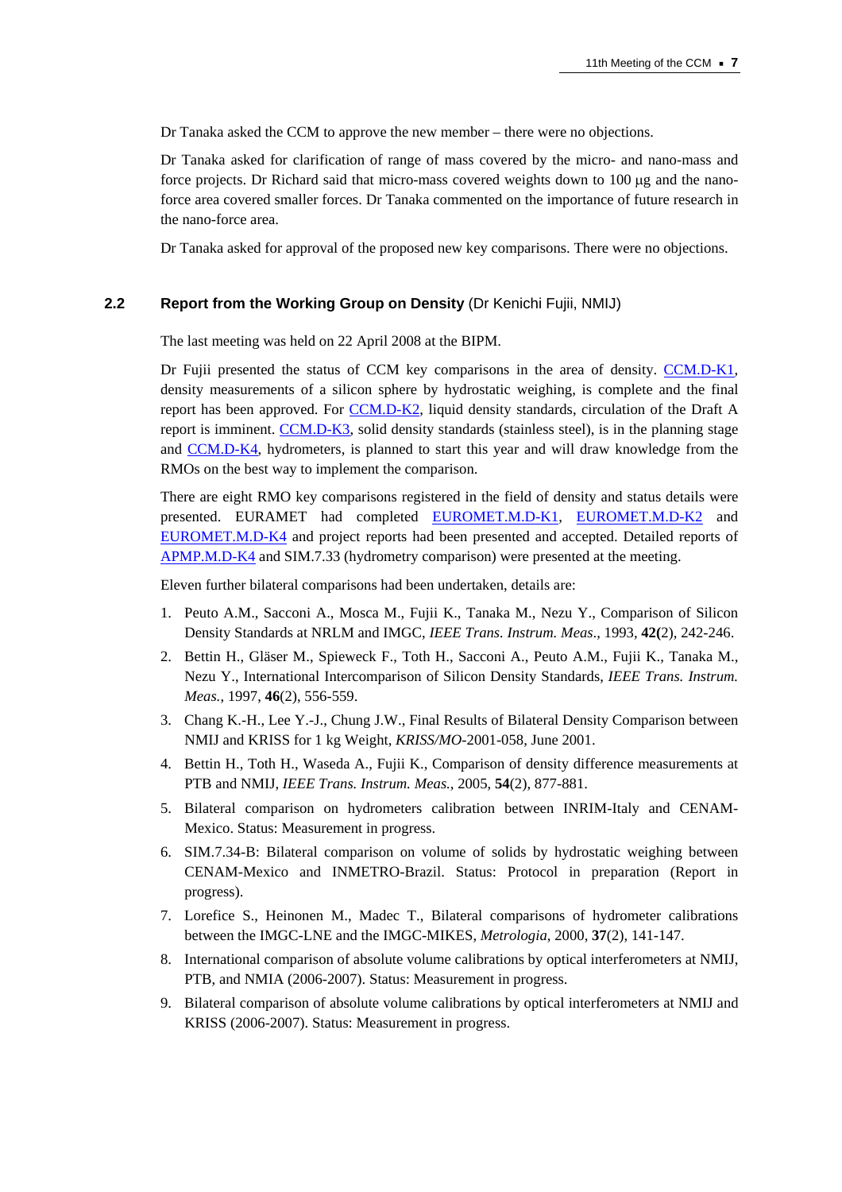Dr Tanaka asked the CCM to approve the new member – there were no objections.

Dr Tanaka asked for clarification of range of mass covered by the micro- and nano-mass and force projects. Dr Richard said that micro-mass covered weights down to 100 µg and the nano-force area covered smaller forces. Dr Tanaka commented on the importance of future research in the nano-force area.

Dr Tanaka asked for approval of the proposed new key comparisons. There were no objections.

## 2.2 Report from the Working Group on Density (Dr Kenichi Fujii, NMIJ)

The last meeting was held on 22 April 2008 at the BIPM.

Dr Fujii presented the status of CCM key comparisons in the area of density. CCM.D-K1, density measurements of a silicon sphere by hydrostatic weighing, is complete and the final report has been approved. For CCM.D-K2, liquid density standards, circulation of the Draft A report is imminent. CCM.D-K3, solid density standards (stainless steel), is in the planning stage and CCM.D-K4, hydrometers, is planned to start this year and will draw knowledge from the RMOs on the best way to implement the comparison.

There are eight RMO key comparisons registered in the field of density and status details were presented. EURAMET had completed EUROMET.M.D-K1, EUROMET.M.D-K2 and EUROMET.M.D-K4 and project reports had been presented and accepted. Detailed reports of APMP.M.D-K4 and SIM.7.33 (hydrometry comparison) were presented at the meeting.

Eleven further bilateral comparisons had been undertaken, details are:

1. Peuto A.M., Sacconi A., Mosca M., Fujii K., Tanaka M., Nezu Y., Comparison of Silicon Density Standards at NRLM and IMGC, *IEEE Trans. Instrum. Meas*., 1993, **42(**2), 242-246.
2. Bettin H., Gläser M., Spieweck F., Toth H., Sacconi A., Peuto A.M., Fujii K., Tanaka M., Nezu Y., International Intercomparison of Silicon Density Standards, *IEEE Trans. Instrum. Meas.*, 1997, **46**(2), 556-559.
3. Chang K.-H., Lee Y.-J., Chung J.W., Final Results of Bilateral Density Comparison between NMIJ and KRISS for 1 kg Weight, *KRISS/MO*-2001-058, June 2001.
4. Bettin H., Toth H., Waseda A., Fujii K., Comparison of density difference measurements at PTB and NMIJ, *IEEE Trans. Instrum. Meas.*, 2005, **54**(2), 877-881.
5. Bilateral comparison on hydrometers calibration between INRIM-Italy and CENAM-Mexico. Status: Measurement in progress.
6. SIM.7.34-B: Bilateral comparison on volume of solids by hydrostatic weighing between CENAM-Mexico and INMETRO-Brazil. Status: Protocol in preparation (Report in progress).
7. Lorefice S., Heinonen M., Madec T., Bilateral comparisons of hydrometer calibrations between the IMGC-LNE and the IMGC-MIKES, *Metrologia*, 2000, **37**(2), 141-147.
8. International comparison of absolute volume calibrations by optical interferometers at NMIJ, PTB, and NMIA (2006-2007). Status: Measurement in progress.
9. Bilateral comparison of absolute volume calibrations by optical interferometers at NMIJ and KRISS (2006-2007). Status: Measurement in progress.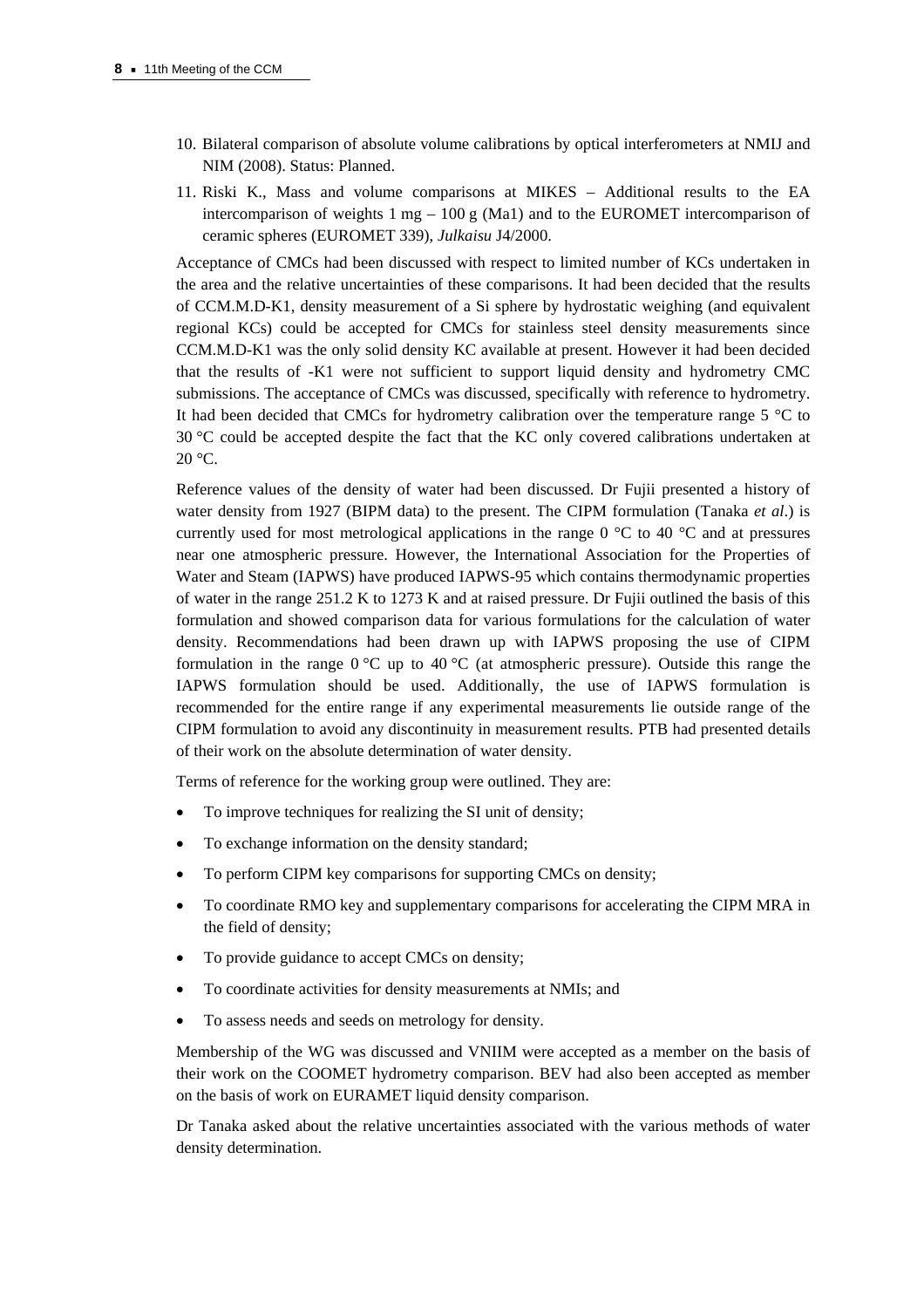10. Bilateral comparison of absolute volume calibrations by optical interferometers at NMIJ and NIM (2008). Status: Planned.
11. Riski K., Mass and volume comparisons at MIKES – Additional results to the EA intercomparison of weights 1 mg – 100 g (Ma1) and to the EUROMET intercomparison of ceramic spheres (EUROMET 339), *Julkaisu* J4/2000.

Acceptance of CMCs had been discussed with respect to limited number of KCs undertaken in the area and the relative uncertainties of these comparisons. It had been decided that the results of CCM.M.D-K1, density measurement of a Si sphere by hydrostatic weighing (and equivalent regional KCs) could be accepted for CMCs for stainless steel density measurements since CCM.M.D-K1 was the only solid density KC available at present. However it had been decided that the results of -K1 were not sufficient to support liquid density and hydrometry CMC submissions. The acceptance of CMCs was discussed, specifically with reference to hydrometry. It had been decided that CMCs for hydrometry calibration over the temperature range 5 °C to 30 °C could be accepted despite the fact that the KC only covered calibrations undertaken at 20 °C.

Reference values of the density of water had been discussed. Dr Fujii presented a history of water density from 1927 (BIPM data) to the present. The CIPM formulation (Tanaka *et al*.) is currently used for most metrological applications in the range 0 °C to 40 °C and at pressures near one atmospheric pressure. However, the International Association for the Properties of Water and Steam (IAPWS) have produced IAPWS-95 which contains thermodynamic properties of water in the range 251.2 K to 1273 K and at raised pressure. Dr Fujii outlined the basis of this formulation and showed comparison data for various formulations for the calculation of water density. Recommendations had been drawn up with IAPWS proposing the use of CIPM formulation in the range 0 °C up to 40 °C (at atmospheric pressure). Outside this range the IAPWS formulation should be used. Additionally, the use of IAPWS formulation is recommended for the entire range if any experimental measurements lie outside range of the CIPM formulation to avoid any discontinuity in measurement results. PTB had presented details of their work on the absolute determination of water density.

Terms of reference for the working group were outlined. They are:

- To improve techniques for realizing the SI unit of density;
- To exchange information on the density standard;
- To perform CIPM key comparisons for supporting CMCs on density;
- To coordinate RMO key and supplementary comparisons for accelerating the CIPM MRA in the field of density;
- To provide guidance to accept CMCs on density;
- To coordinate activities for density measurements at NMIs; and
- To assess needs and seeds on metrology for density.

Membership of the WG was discussed and VNIIM were accepted as a member on the basis of their work on the COOMET hydrometry comparison. BEV had also been accepted as member on the basis of work on EURAMET liquid density comparison.

Dr Tanaka asked about the relative uncertainties associated with the various methods of water density determination.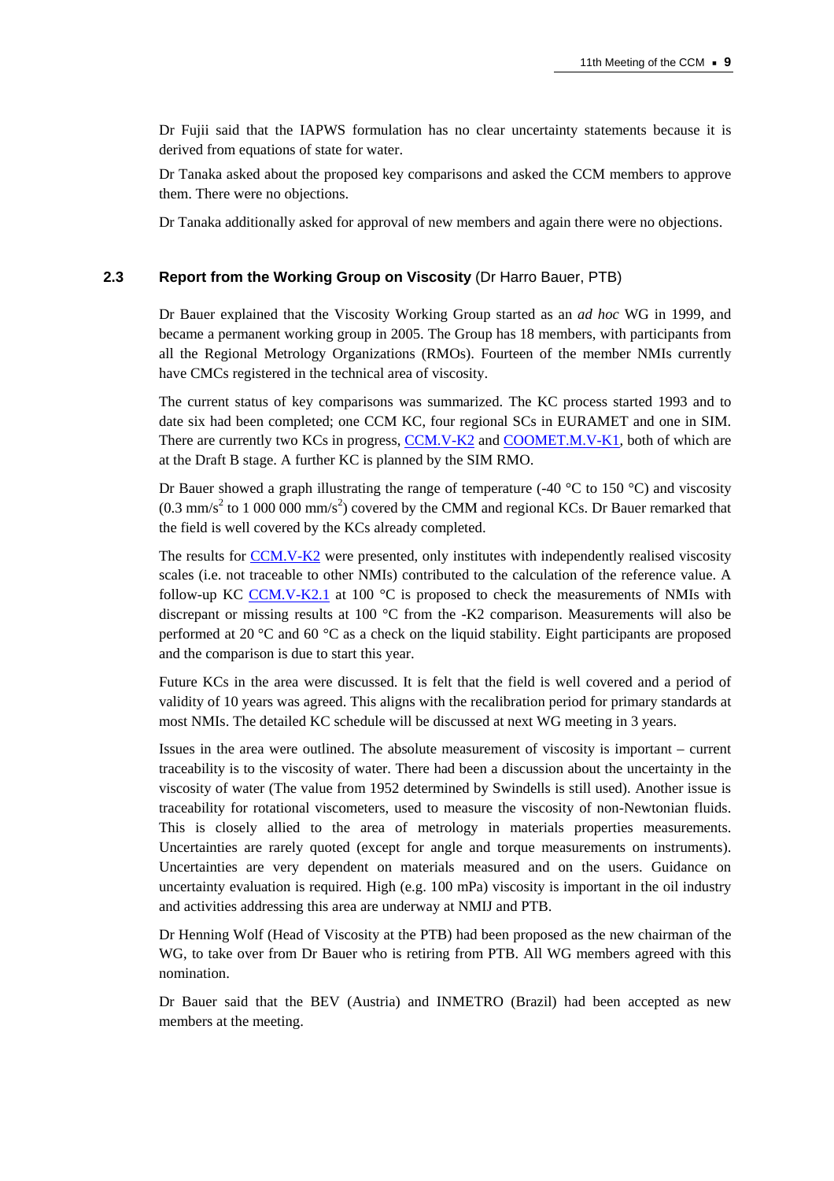Dr Fujii said that the IAPWS formulation has no clear uncertainty statements because it is derived from equations of state for water.

Dr Tanaka asked about the proposed key comparisons and asked the CCM members to approve them. There were no objections.

Dr Tanaka additionally asked for approval of new members and again there were no objections.

## 2.3 Report from the Working Group on Viscosity (Dr Harro Bauer, PTB)

Dr Bauer explained that the Viscosity Working Group started as an *ad hoc* WG in 1999, and became a permanent working group in 2005. The Group has 18 members, with participants from all the Regional Metrology Organizations (RMOs). Fourteen of the member NMIs currently have CMCs registered in the technical area of viscosity.

The current status of key comparisons was summarized. The KC process started 1993 and to date six had been completed; one CCM KC, four regional SCs in EURAMET and one in SIM. There are currently two KCs in progress, CCM.V-K2 and COOMET.M.V-K1, both of which are at the Draft B stage. A further KC is planned by the SIM RMO.

Dr Bauer showed a graph illustrating the range of temperature (-40 °C to 150 °C) and viscosity (0.3 mm/s$^2$ to 1 000 000 mm/s$^2$) covered by the CMM and regional KCs. Dr Bauer remarked that the field is well covered by the KCs already completed.

The results for CCM.V-K2 were presented, only institutes with independently realised viscosity scales (i.e. not traceable to other NMIs) contributed to the calculation of the reference value. A follow-up KC CCM.V-K2.1 at 100 °C is proposed to check the measurements of NMIs with discrepant or missing results at 100 °C from the -K2 comparison. Measurements will also be performed at 20 °C and 60 °C as a check on the liquid stability. Eight participants are proposed and the comparison is due to start this year.

Future KCs in the area were discussed. It is felt that the field is well covered and a period of validity of 10 years was agreed. This aligns with the recalibration period for primary standards at most NMIs. The detailed KC schedule will be discussed at next WG meeting in 3 years.

Issues in the area were outlined. The absolute measurement of viscosity is important – current traceability is to the viscosity of water. There had been a discussion about the uncertainty in the viscosity of water (The value from 1952 determined by Swindells is still used). Another issue is traceability for rotational viscometers, used to measure the viscosity of non-Newtonian fluids. This is closely allied to the area of metrology in materials properties measurements. Uncertainties are rarely quoted (except for angle and torque measurements on instruments). Uncertainties are very dependent on materials measured and on the users. Guidance on uncertainty evaluation is required. High (e.g. 100 mPa) viscosity is important in the oil industry and activities addressing this area are underway at NMIJ and PTB.

Dr Henning Wolf (Head of Viscosity at the PTB) had been proposed as the new chairman of the WG, to take over from Dr Bauer who is retiring from PTB. All WG members agreed with this nomination.

Dr Bauer said that the BEV (Austria) and INMETRO (Brazil) had been accepted as new members at the meeting.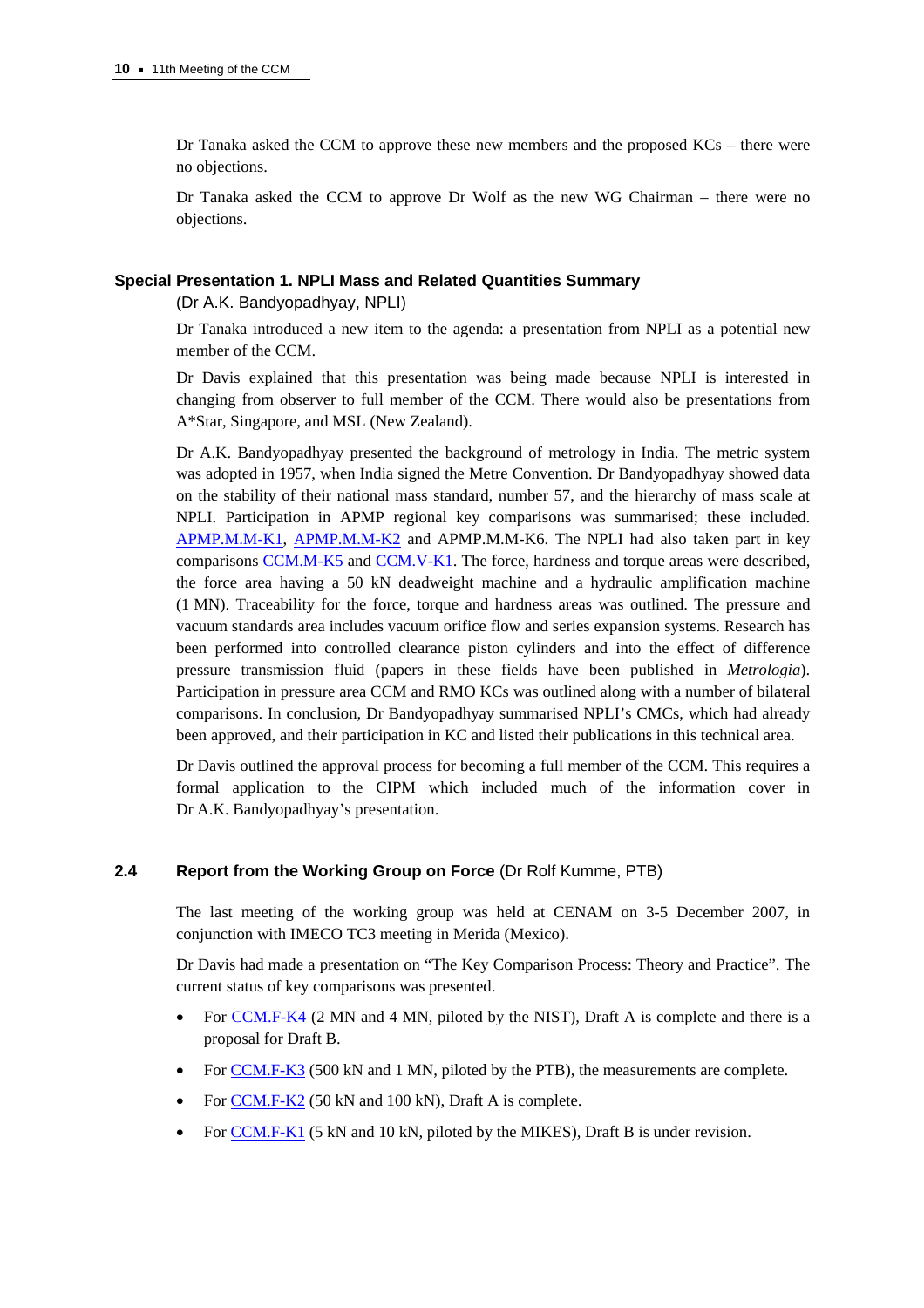Dr Tanaka asked the CCM to approve these new members and the proposed KCs – there were no objections.

Dr Tanaka asked the CCM to approve Dr Wolf as the new WG Chairman – there were no objections.

### Special Presentation 1. NPLI Mass and Related Quantities Summary

(Dr A.K. Bandyopadhyay, NPLI)

Dr Tanaka introduced a new item to the agenda: a presentation from NPLI as a potential new member of the CCM.

Dr Davis explained that this presentation was being made because NPLI is interested in changing from observer to full member of the CCM. There would also be presentations from A*Star, Singapore, and MSL (New Zealand).

Dr A.K. Bandyopadhyay presented the background of metrology in India. The metric system was adopted in 1957, when India signed the Metre Convention. Dr Bandyopadhyay showed data on the stability of their national mass standard, number 57, and the hierarchy of mass scale at NPLI. Participation in APMP regional key comparisons was summarised; these included. APMP.M.M-K1, APMP.M.M-K2 and APMP.M.M-K6. The NPLI had also taken part in key comparisons CCM.M-K5 and CCM.V-K1. The force, hardness and torque areas were described, the force area having a 50 kN deadweight machine and a hydraulic amplification machine (1 MN). Traceability for the force, torque and hardness areas was outlined. The pressure and vacuum standards area includes vacuum orifice flow and series expansion systems. Research has been performed into controlled clearance piston cylinders and into the effect of difference pressure transmission fluid (papers in these fields have been published in *Metrologia*). Participation in pressure area CCM and RMO KCs was outlined along with a number of bilateral comparisons. In conclusion, Dr Bandyopadhyay summarised NPLI's CMCs, which had already been approved, and their participation in KC and listed their publications in this technical area.

Dr Davis outlined the approval process for becoming a full member of the CCM. This requires a formal application to the CIPM which included much of the information cover in Dr A.K. Bandyopadhyay's presentation.

## 2.4 Report from the Working Group on Force (Dr Rolf Kumme, PTB)

The last meeting of the working group was held at CENAM on 3-5 December 2007, in conjunction with IMECO TC3 meeting in Merida (Mexico).

Dr Davis had made a presentation on "The Key Comparison Process: Theory and Practice". The current status of key comparisons was presented.

- For CCM.F-K4 (2 MN and 4 MN, piloted by the NIST), Draft A is complete and there is a proposal for Draft B.
- For CCM.F-K3 (500 kN and 1 MN, piloted by the PTB), the measurements are complete.
- For CCM.F-K2 (50 kN and 100 kN), Draft A is complete.
- For CCM.F-K1 (5 kN and 10 kN, piloted by the MIKES), Draft B is under revision.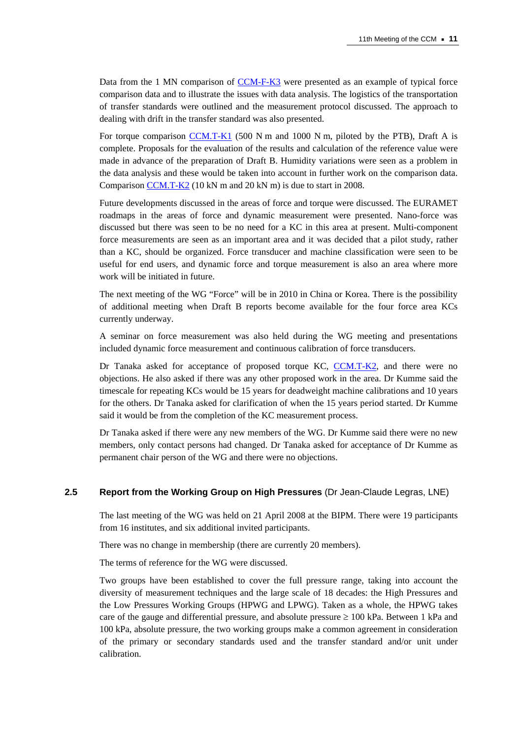Data from the 1 MN comparison of CCM-F-K3 were presented as an example of typical force comparison data and to illustrate the issues with data analysis. The logistics of the transportation of transfer standards were outlined and the measurement protocol discussed. The approach to dealing with drift in the transfer standard was also presented.

For torque comparison CCM.T-K1 (500 N m and 1000 N m, piloted by the PTB), Draft A is complete. Proposals for the evaluation of the results and calculation of the reference value were made in advance of the preparation of Draft B. Humidity variations were seen as a problem in the data analysis and these would be taken into account in further work on the comparison data. Comparison CCM.T-K2 (10 kN m and 20 kN m) is due to start in 2008.

Future developments discussed in the areas of force and torque were discussed. The EURAMET roadmaps in the areas of force and dynamic measurement were presented. Nano-force was discussed but there was seen to be no need for a KC in this area at present. Multi-component force measurements are seen as an important area and it was decided that a pilot study, rather than a KC, should be organized. Force transducer and machine classification were seen to be useful for end users, and dynamic force and torque measurement is also an area where more work will be initiated in future.

The next meeting of the WG "Force" will be in 2010 in China or Korea. There is the possibility of additional meeting when Draft B reports become available for the four force area KCs currently underway.

A seminar on force measurement was also held during the WG meeting and presentations included dynamic force measurement and continuous calibration of force transducers.

Dr Tanaka asked for acceptance of proposed torque KC, CCM.T-K2, and there were no objections. He also asked if there was any other proposed work in the area. Dr Kumme said the timescale for repeating KCs would be 15 years for deadweight machine calibrations and 10 years for the others. Dr Tanaka asked for clarification of when the 15 years period started. Dr Kumme said it would be from the completion of the KC measurement process.

Dr Tanaka asked if there were any new members of the WG. Dr Kumme said there were no new members, only contact persons had changed. Dr Tanaka asked for acceptance of Dr Kumme as permanent chair person of the WG and there were no objections.

## 2.5 Report from the Working Group on High Pressures (Dr Jean-Claude Legras, LNE)

The last meeting of the WG was held on 21 April 2008 at the BIPM. There were 19 participants from 16 institutes, and six additional invited participants.

There was no change in membership (there are currently 20 members).

The terms of reference for the WG were discussed.

Two groups have been established to cover the full pressure range, taking into account the diversity of measurement techniques and the large scale of 18 decades: the High Pressures and the Low Pressures Working Groups (HPWG and LPWG). Taken as a whole, the HPWG takes care of the gauge and differential pressure, and absolute pressure $\geq$ 100 kPa. Between 1 kPa and 100 kPa, absolute pressure, the two working groups make a common agreement in consideration of the primary or secondary standards used and the transfer standard and/or unit under calibration.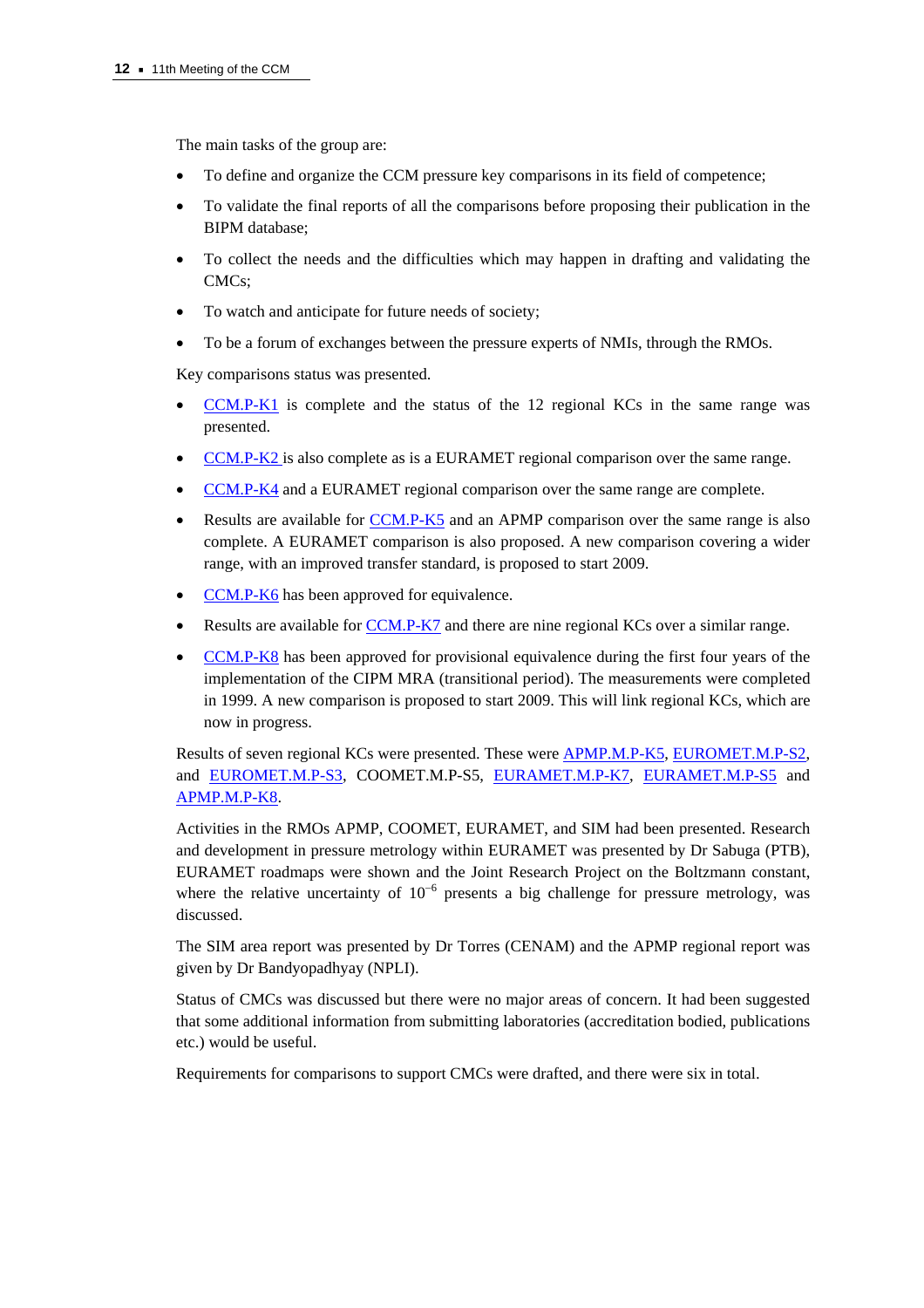The main tasks of the group are:

- To define and organize the CCM pressure key comparisons in its field of competence;
- To validate the final reports of all the comparisons before proposing their publication in the BIPM database;
- To collect the needs and the difficulties which may happen in drafting and validating the CMCs;
- To watch and anticipate for future needs of society;
- To be a forum of exchanges between the pressure experts of NMIs, through the RMOs.

Key comparisons status was presented.

- CCM.P-K1 is complete and the status of the 12 regional KCs in the same range was presented.
- CCM.P-K2 is also complete as is a EURAMET regional comparison over the same range.
- CCM.P-K4 and a EURAMET regional comparison over the same range are complete.
- Results are available for CCM.P-K5 and an APMP comparison over the same range is also complete. A EURAMET comparison is also proposed. A new comparison covering a wider range, with an improved transfer standard, is proposed to start 2009.
- CCM.P-K6 has been approved for equivalence.
- Results are available for CCM.P-K7 and there are nine regional KCs over a similar range.
- CCM.P-K8 has been approved for provisional equivalence during the first four years of the implementation of the CIPM MRA (transitional period). The measurements were completed in 1999. A new comparison is proposed to start 2009. This will link regional KCs, which are now in progress.

Results of seven regional KCs were presented. These were APMP.M.P-K5, EUROMET.M.P-S2, and EUROMET.M.P-S3, COOMET.M.P-S5, EURAMET.M.P-K7, EURAMET.M.P-S5 and APMP.M.P-K8.

Activities in the RMOs APMP, COOMET, EURAMET, and SIM had been presented. Research and development in pressure metrology within EURAMET was presented by Dr Sabuga (PTB), EURAMET roadmaps were shown and the Joint Research Project on the Boltzmann constant, where the relative uncertainty of $10^{-6}$ presents a big challenge for pressure metrology, was discussed.

The SIM area report was presented by Dr Torres (CENAM) and the APMP regional report was given by Dr Bandyopadhyay (NPLI).

Status of CMCs was discussed but there were no major areas of concern. It had been suggested that some additional information from submitting laboratories (accreditation bodied, publications etc.) would be useful.

Requirements for comparisons to support CMCs were drafted, and there were six in total.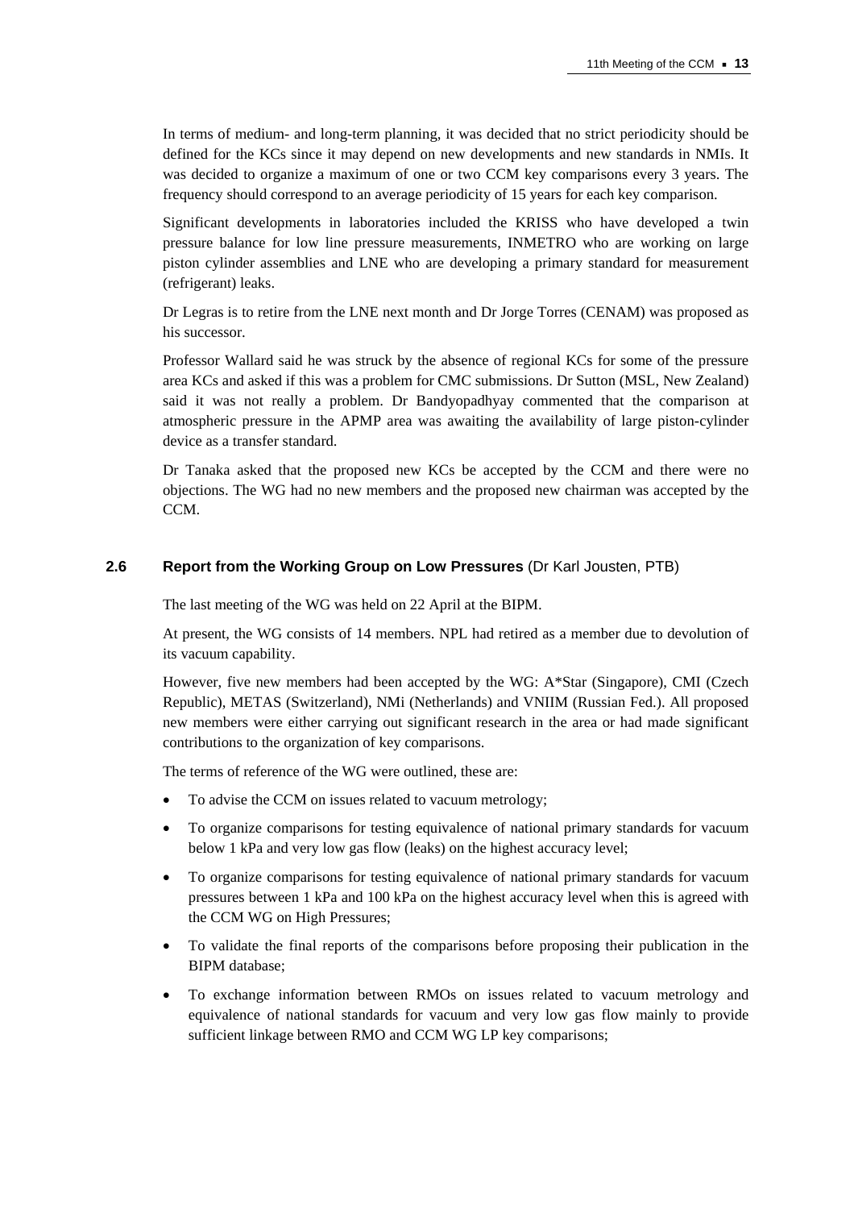In terms of medium- and long-term planning, it was decided that no strict periodicity should be defined for the KCs since it may depend on new developments and new standards in NMIs. It was decided to organize a maximum of one or two CCM key comparisons every 3 years. The frequency should correspond to an average periodicity of 15 years for each key comparison.

Significant developments in laboratories included the KRISS who have developed a twin pressure balance for low line pressure measurements, INMETRO who are working on large piston cylinder assemblies and LNE who are developing a primary standard for measurement (refrigerant) leaks.

Dr Legras is to retire from the LNE next month and Dr Jorge Torres (CENAM) was proposed as his successor.

Professor Wallard said he was struck by the absence of regional KCs for some of the pressure area KCs and asked if this was a problem for CMC submissions. Dr Sutton (MSL, New Zealand) said it was not really a problem. Dr Bandyopadhyay commented that the comparison at atmospheric pressure in the APMP area was awaiting the availability of large piston-cylinder device as a transfer standard.

Dr Tanaka asked that the proposed new KCs be accepted by the CCM and there were no objections. The WG had no new members and the proposed new chairman was accepted by the CCM.

### 2.6 Report from the Working Group on Low Pressures (Dr Karl Jousten, PTB)

The last meeting of the WG was held on 22 April at the BIPM.

At present, the WG consists of 14 members. NPL had retired as a member due to devolution of its vacuum capability.

However, five new members had been accepted by the WG: A*Star (Singapore), CMI (Czech Republic), METAS (Switzerland), NMi (Netherlands) and VNIIM (Russian Fed.). All proposed new members were either carrying out significant research in the area or had made significant contributions to the organization of key comparisons.

The terms of reference of the WG were outlined, these are:

- To advise the CCM on issues related to vacuum metrology;
- To organize comparisons for testing equivalence of national primary standards for vacuum below 1 kPa and very low gas flow (leaks) on the highest accuracy level;
- To organize comparisons for testing equivalence of national primary standards for vacuum pressures between 1 kPa and 100 kPa on the highest accuracy level when this is agreed with the CCM WG on High Pressures;
- To validate the final reports of the comparisons before proposing their publication in the BIPM database;
- To exchange information between RMOs on issues related to vacuum metrology and equivalence of national standards for vacuum and very low gas flow mainly to provide sufficient linkage between RMO and CCM WG LP key comparisons;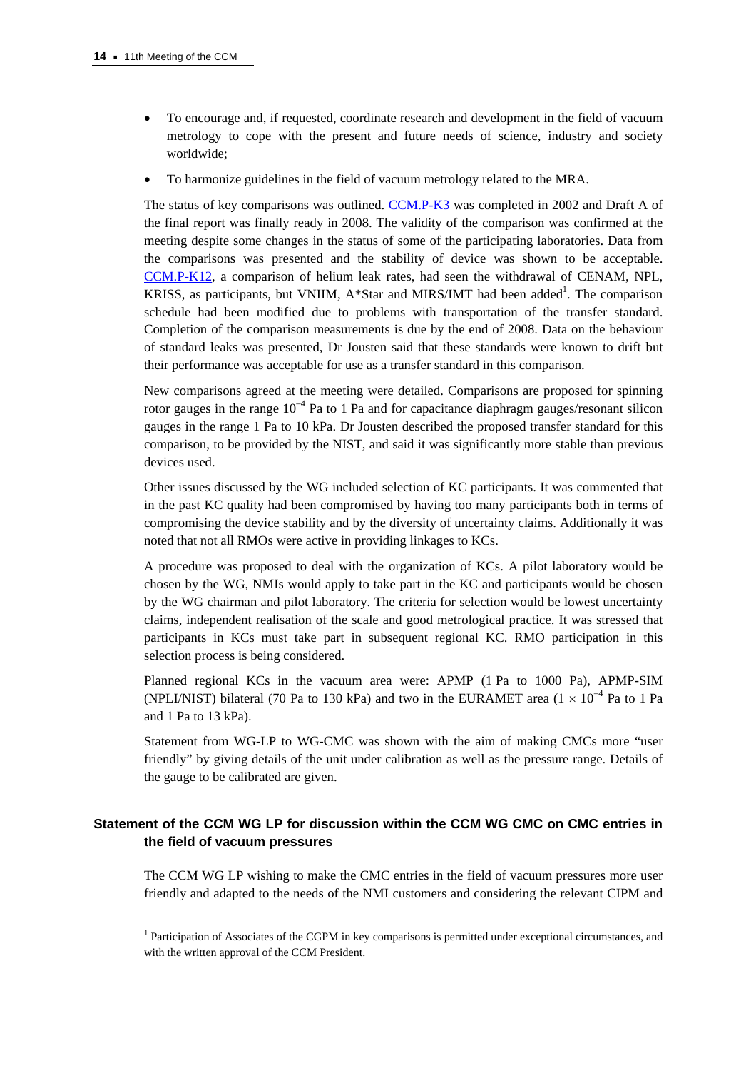- To encourage and, if requested, coordinate research and development in the field of vacuum metrology to cope with the present and future needs of science, industry and society worldwide;
- To harmonize guidelines in the field of vacuum metrology related to the MRA.

The status of key comparisons was outlined. CCM.P-K3 was completed in 2002 and Draft A of the final report was finally ready in 2008. The validity of the comparison was confirmed at the meeting despite some changes in the status of some of the participating laboratories. Data from the comparisons was presented and the stability of device was shown to be acceptable. CCM.P-K12, a comparison of helium leak rates, had seen the withdrawal of CENAM, NPL, KRISS, as participants, but VNIIM, A*Star and MIRS/IMT had been added[1]. The comparison schedule had been modified due to problems with transportation of the transfer standard. Completion of the comparison measurements is due by the end of 2008. Data on the behaviour of standard leaks was presented, Dr Jousten said that these standards were known to drift but their performance was acceptable for use as a transfer standard in this comparison.

New comparisons agreed at the meeting were detailed. Comparisons are proposed for spinning rotor gauges in the range $10^{-4}$ Pa to 1 Pa and for capacitance diaphragm gauges/resonant silicon gauges in the range 1 Pa to 10 kPa. Dr Jousten described the proposed transfer standard for this comparison, to be provided by the NIST, and said it was significantly more stable than previous devices used.

Other issues discussed by the WG included selection of KC participants. It was commented that in the past KC quality had been compromised by having too many participants both in terms of compromising the device stability and by the diversity of uncertainty claims. Additionally it was noted that not all RMOs were active in providing linkages to KCs.

A procedure was proposed to deal with the organization of KCs. A pilot laboratory would be chosen by the WG, NMIs would apply to take part in the KC and participants would be chosen by the WG chairman and pilot laboratory. The criteria for selection would be lowest uncertainty claims, independent realisation of the scale and good metrological practice. It was stressed that participants in KCs must take part in subsequent regional KC. RMO participation in this selection process is being considered.

Planned regional KCs in the vacuum area were: APMP (1 Pa to 1000 Pa), APMP-SIM (NPLI/NIST) bilateral (70 Pa to 130 kPa) and two in the EURAMET area ($1 \times 10^{-4}$ Pa to 1 Pa and 1 Pa to 13 kPa).

Statement from WG-LP to WG-CMC was shown with the aim of making CMCs more “user friendly” by giving details of the unit under calibration as well as the pressure range. Details of the gauge to be calibrated are given.

## Statement of the CCM WG LP for discussion within the CCM WG CMC on CMC entries in the field of vacuum pressures

The CCM WG LP wishing to make the CMC entries in the field of vacuum pressures more user friendly and adapted to the needs of the NMI customers and considering the relevant CIPM and

---

[1] Participation of Associates of the CGPM in key comparisons is permitted under exceptional circumstances, and with the written approval of the CCM President.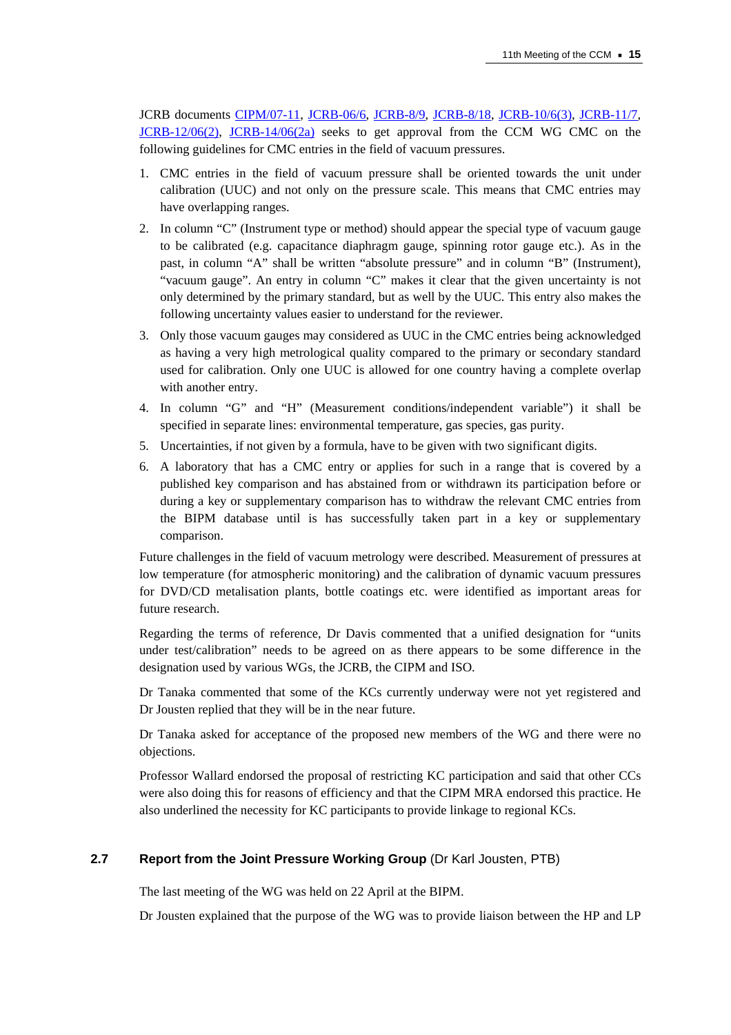JCRB documents CIPM/07-11, JCRB-06/6, JCRB-8/9, JCRB-8/18, JCRB-10/6(3), JCRB-11/7, JCRB-12/06(2), JCRB-14/06(2a) seeks to get approval from the CCM WG CMC on the following guidelines for CMC entries in the field of vacuum pressures.

1. CMC entries in the field of vacuum pressure shall be oriented towards the unit under calibration (UUC) and not only on the pressure scale. This means that CMC entries may have overlapping ranges.
2. In column "C" (Instrument type or method) should appear the special type of vacuum gauge to be calibrated (e.g. capacitance diaphragm gauge, spinning rotor gauge etc.). As in the past, in column "A" shall be written "absolute pressure" and in column "B" (Instrument), "vacuum gauge". An entry in column "C" makes it clear that the given uncertainty is not only determined by the primary standard, but as well by the UUC. This entry also makes the following uncertainty values easier to understand for the reviewer.
3. Only those vacuum gauges may considered as UUC in the CMC entries being acknowledged as having a very high metrological quality compared to the primary or secondary standard used for calibration. Only one UUC is allowed for one country having a complete overlap with another entry.
4. In column "G" and "H" (Measurement conditions/independent variable") it shall be specified in separate lines: environmental temperature, gas species, gas purity.
5. Uncertainties, if not given by a formula, have to be given with two significant digits.
6. A laboratory that has a CMC entry or applies for such in a range that is covered by a published key comparison and has abstained from or withdrawn its participation before or during a key or supplementary comparison has to withdraw the relevant CMC entries from the BIPM database until is has successfully taken part in a key or supplementary comparison.

Future challenges in the field of vacuum metrology were described. Measurement of pressures at low temperature (for atmospheric monitoring) and the calibration of dynamic vacuum pressures for DVD/CD metalisation plants, bottle coatings etc. were identified as important areas for future research.

Regarding the terms of reference, Dr Davis commented that a unified designation for "units under test/calibration" needs to be agreed on as there appears to be some difference in the designation used by various WGs, the JCRB, the CIPM and ISO.

Dr Tanaka commented that some of the KCs currently underway were not yet registered and Dr Jousten replied that they will be in the near future.

Dr Tanaka asked for acceptance of the proposed new members of the WG and there were no objections.

Professor Wallard endorsed the proposal of restricting KC participation and said that other CCs were also doing this for reasons of efficiency and that the CIPM MRA endorsed this practice. He also underlined the necessity for KC participants to provide linkage to regional KCs.

### 2.7 Report from the Joint Pressure Working Group (Dr Karl Jousten, PTB)

The last meeting of the WG was held on 22 April at the BIPM.

Dr Jousten explained that the purpose of the WG was to provide liaison between the HP and LP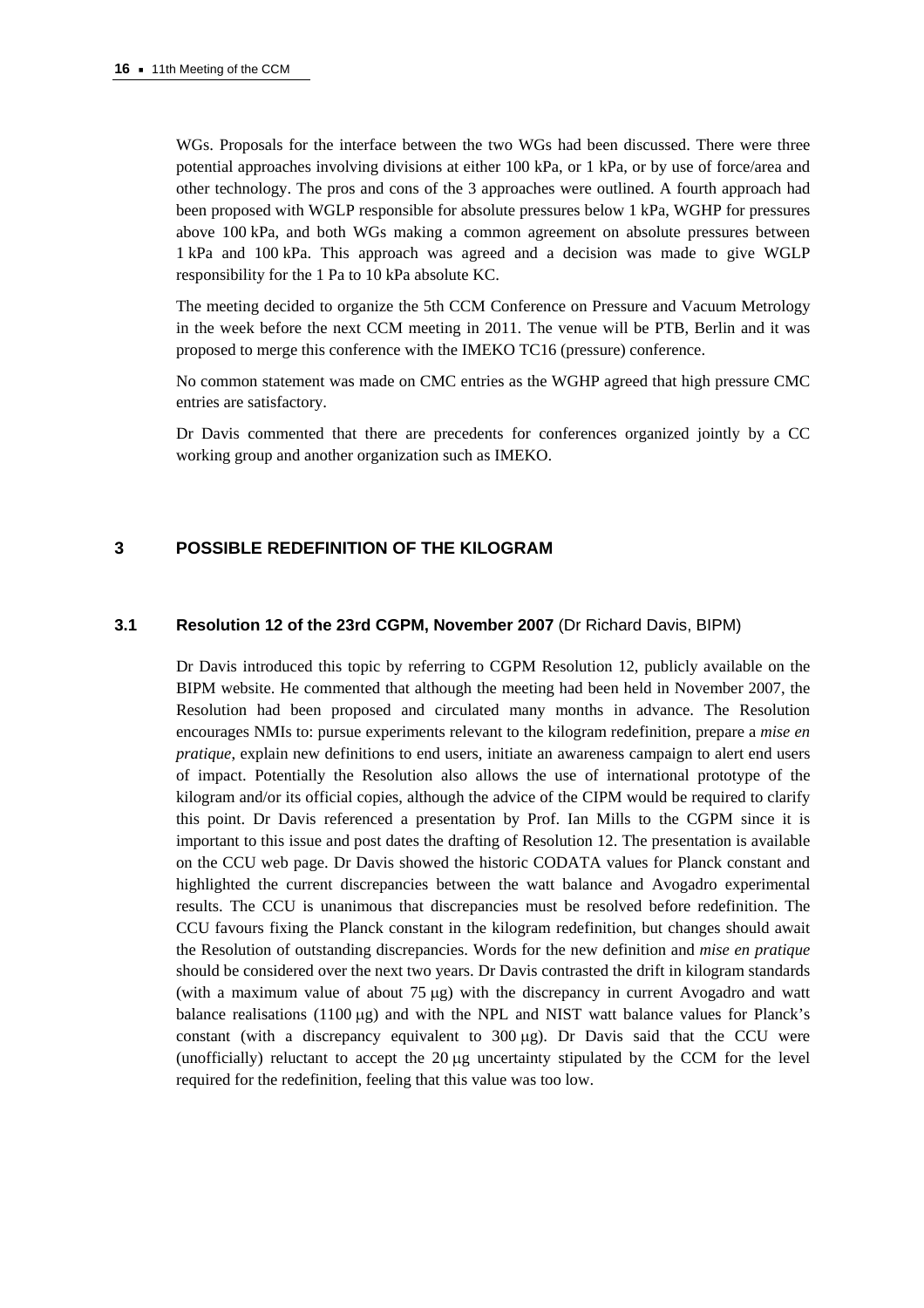WGs. Proposals for the interface between the two WGs had been discussed. There were three potential approaches involving divisions at either 100 kPa, or 1 kPa, or by use of force/area and other technology. The pros and cons of the 3 approaches were outlined. A fourth approach had been proposed with WGLP responsible for absolute pressures below 1 kPa, WGHP for pressures above 100 kPa, and both WGs making a common agreement on absolute pressures between 1 kPa and 100 kPa. This approach was agreed and a decision was made to give WGLP responsibility for the 1 Pa to 10 kPa absolute KC.

The meeting decided to organize the 5th CCM Conference on Pressure and Vacuum Metrology in the week before the next CCM meeting in 2011. The venue will be PTB, Berlin and it was proposed to merge this conference with the IMEKO TC16 (pressure) conference.

No common statement was made on CMC entries as the WGHP agreed that high pressure CMC entries are satisfactory.

Dr Davis commented that there are precedents for conferences organized jointly by a CC working group and another organization such as IMEKO.

## 3 POSSIBLE REDEFINITION OF THE KILOGRAM

### 3.1 Resolution 12 of the 23rd CGPM, November 2007 (Dr Richard Davis, BIPM)

Dr Davis introduced this topic by referring to CGPM Resolution 12, publicly available on the BIPM website. He commented that although the meeting had been held in November 2007, the Resolution had been proposed and circulated many months in advance. The Resolution encourages NMIs to: pursue experiments relevant to the kilogram redefinition, prepare a *mise en pratique*, explain new definitions to end users, initiate an awareness campaign to alert end users of impact. Potentially the Resolution also allows the use of international prototype of the kilogram and/or its official copies, although the advice of the CIPM would be required to clarify this point. Dr Davis referenced a presentation by Prof. Ian Mills to the CGPM since it is important to this issue and post dates the drafting of Resolution 12. The presentation is available on the CCU web page. Dr Davis showed the historic CODATA values for Planck constant and highlighted the current discrepancies between the watt balance and Avogadro experimental results. The CCU is unanimous that discrepancies must be resolved before redefinition. The CCU favours fixing the Planck constant in the kilogram redefinition, but changes should await the Resolution of outstanding discrepancies. Words for the new definition and *mise en pratique* should be considered over the next two years. Dr Davis contrasted the drift in kilogram standards (with a maximum value of about 75 μg) with the discrepancy in current Avogadro and watt balance realisations (1100 μg) and with the NPL and NIST watt balance values for Planck's constant (with a discrepancy equivalent to 300 μg). Dr Davis said that the CCU were (unofficially) reluctant to accept the 20 μg uncertainty stipulated by the CCM for the level required for the redefinition, feeling that this value was too low.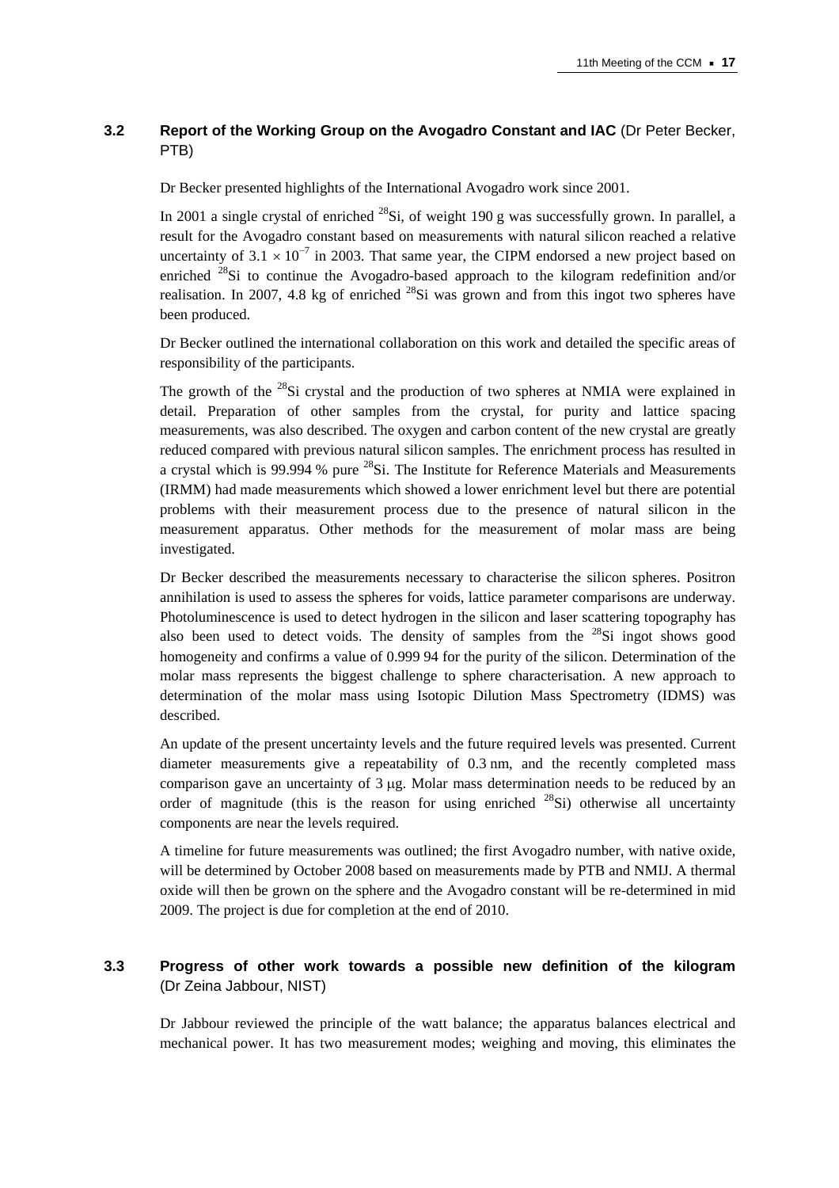### 3.2 Report of the Working Group on the Avogadro Constant and IAC (Dr Peter Becker, PTB)

Dr Becker presented highlights of the International Avogadro work since 2001.

In 2001 a single crystal of enriched $^{28}$Si, of weight 190 g was successfully grown. In parallel, a result for the Avogadro constant based on measurements with natural silicon reached a relative uncertainty of $3.1 \times 10^{-7}$ in 2003. That same year, the CIPM endorsed a new project based on enriched $^{28}$Si to continue the Avogadro-based approach to the kilogram redefinition and/or realisation. In 2007, 4.8 kg of enriched $^{28}$Si was grown and from this ingot two spheres have been produced.

Dr Becker outlined the international collaboration on this work and detailed the specific areas of responsibility of the participants.

The growth of the $^{28}$Si crystal and the production of two spheres at NMIA were explained in detail. Preparation of other samples from the crystal, for purity and lattice spacing measurements, was also described. The oxygen and carbon content of the new crystal are greatly reduced compared with previous natural silicon samples. The enrichment process has resulted in a crystal which is 99.994 % pure $^{28}$Si. The Institute for Reference Materials and Measurements (IRMM) had made measurements which showed a lower enrichment level but there are potential problems with their measurement process due to the presence of natural silicon in the measurement apparatus. Other methods for the measurement of molar mass are being investigated.

Dr Becker described the measurements necessary to characterise the silicon spheres. Positron annihilation is used to assess the spheres for voids, lattice parameter comparisons are underway. Photoluminescence is used to detect hydrogen in the silicon and laser scattering topography has also been used to detect voids. The density of samples from the $^{28}$Si ingot shows good homogeneity and confirms a value of 0.999 94 for the purity of the silicon. Determination of the molar mass represents the biggest challenge to sphere characterisation. A new approach to determination of the molar mass using Isotopic Dilution Mass Spectrometry (IDMS) was described.

An update of the present uncertainty levels and the future required levels was presented. Current diameter measurements give a repeatability of 0.3 nm, and the recently completed mass comparison gave an uncertainty of 3 μg. Molar mass determination needs to be reduced by an order of magnitude (this is the reason for using enriched $^{28}$Si) otherwise all uncertainty components are near the levels required.

A timeline for future measurements was outlined; the first Avogadro number, with native oxide, will be determined by October 2008 based on measurements made by PTB and NMIJ. A thermal oxide will then be grown on the sphere and the Avogadro constant will be re-determined in mid 2009. The project is due for completion at the end of 2010.

### 3.3 Progress of other work towards a possible new definition of the kilogram (Dr Zeina Jabbour, NIST)

Dr Jabbour reviewed the principle of the watt balance; the apparatus balances electrical and mechanical power. It has two measurement modes; weighing and moving, this eliminates the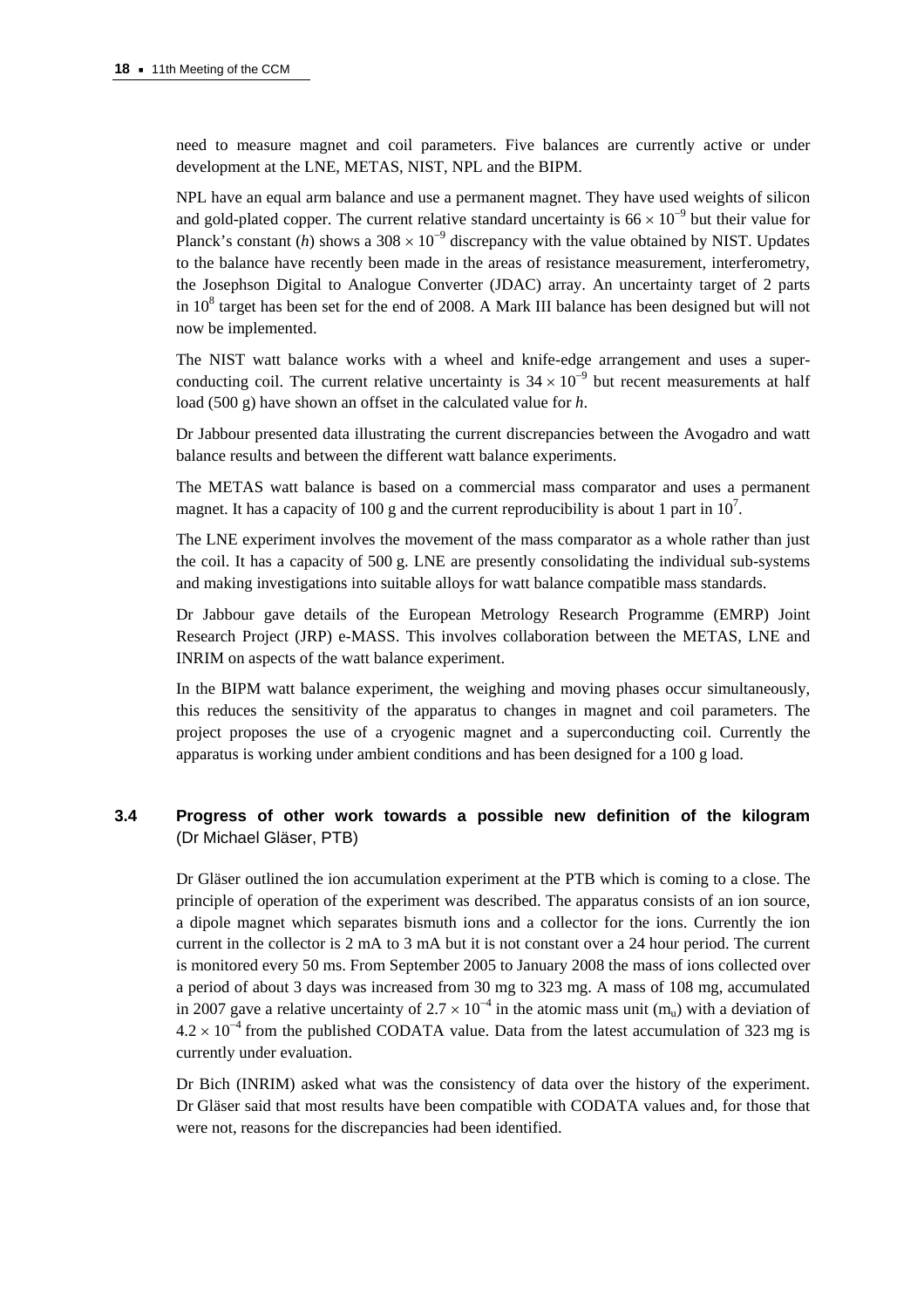need to measure magnet and coil parameters. Five balances are currently active or under development at the LNE, METAS, NIST, NPL and the BIPM.

NPL have an equal arm balance and use a permanent magnet. They have used weights of silicon and gold-plated copper. The current relative standard uncertainty is $66 \times 10^{-9}$ but their value for Planck's constant (*h*) shows a $308 \times 10^{-9}$ discrepancy with the value obtained by NIST. Updates to the balance have recently been made in the areas of resistance measurement, interferometry, the Josephson Digital to Analogue Converter (JDAC) array. An uncertainty target of 2 parts in $10^8$ target has been set for the end of 2008. A Mark III balance has been designed but will not now be implemented.

The NIST watt balance works with a wheel and knife-edge arrangement and uses a superconducting coil. The current relative uncertainty is $34 \times 10^{-9}$ but recent measurements at half load (500 g) have shown an offset in the calculated value for *h*.

Dr Jabbour presented data illustrating the current discrepancies between the Avogadro and watt balance results and between the different watt balance experiments.

The METAS watt balance is based on a commercial mass comparator and uses a permanent magnet. It has a capacity of 100 g and the current reproducibility is about 1 part in $10^7$.

The LNE experiment involves the movement of the mass comparator as a whole rather than just the coil. It has a capacity of 500 g. LNE are presently consolidating the individual sub-systems and making investigations into suitable alloys for watt balance compatible mass standards.

Dr Jabbour gave details of the European Metrology Research Programme (EMRP) Joint Research Project (JRP) e-MASS. This involves collaboration between the METAS, LNE and INRIM on aspects of the watt balance experiment.

In the BIPM watt balance experiment, the weighing and moving phases occur simultaneously, this reduces the sensitivity of the apparatus to changes in magnet and coil parameters. The project proposes the use of a cryogenic magnet and a superconducting coil. Currently the apparatus is working under ambient conditions and has been designed for a 100 g load.

### 3.4 Progress of other work towards a possible new definition of the kilogram (Dr Michael Gläser, PTB)

Dr Gläser outlined the ion accumulation experiment at the PTB which is coming to a close. The principle of operation of the experiment was described. The apparatus consists of an ion source, a dipole magnet which separates bismuth ions and a collector for the ions. Currently the ion current in the collector is 2 mA to 3 mA but it is not constant over a 24 hour period. The current is monitored every 50 ms. From September 2005 to January 2008 the mass of ions collected over a period of about 3 days was increased from 30 mg to 323 mg. A mass of 108 mg, accumulated in 2007 gave a relative uncertainty of $2.7 \times 10^{-4}$ in the atomic mass unit ($m_u$) with a deviation of $4.2 \times 10^{-4}$ from the published CODATA value. Data from the latest accumulation of 323 mg is currently under evaluation.

Dr Bich (INRIM) asked what was the consistency of data over the history of the experiment. Dr Gläser said that most results have been compatible with CODATA values and, for those that were not, reasons for the discrepancies had been identified.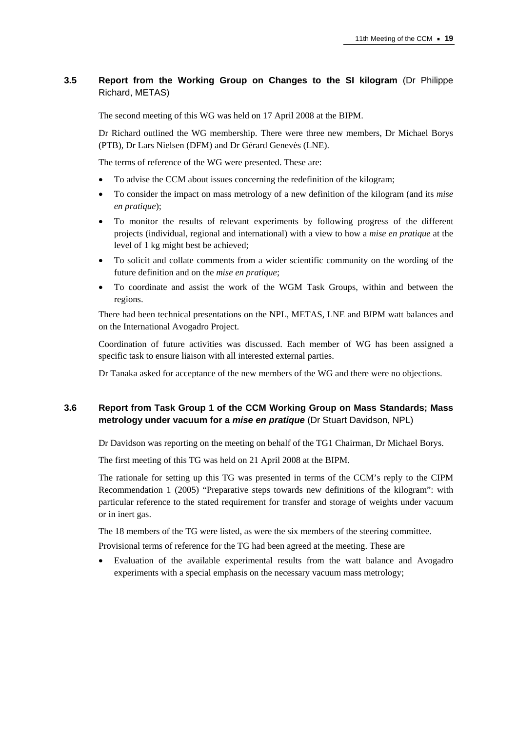### 3.5 **Report from the Working Group on Changes to the SI kilogram** (Dr Philippe Richard, METAS)

The second meeting of this WG was held on 17 April 2008 at the BIPM.

Dr Richard outlined the WG membership. There were three new members, Dr Michael Borys (PTB), Dr Lars Nielsen (DFM) and Dr Gérard Genevès (LNE).

The terms of reference of the WG were presented. These are:

- To advise the CCM about issues concerning the redefinition of the kilogram;
- To consider the impact on mass metrology of a new definition of the kilogram (and its *mise en pratique*);
- To monitor the results of relevant experiments by following progress of the different projects (individual, regional and international) with a view to how a *mise en pratique* at the level of 1 kg might best be achieved;
- To solicit and collate comments from a wider scientific community on the wording of the future definition and on the *mise en pratique*;
- To coordinate and assist the work of the WGM Task Groups, within and between the regions.

There had been technical presentations on the NPL, METAS, LNE and BIPM watt balances and on the International Avogadro Project.

Coordination of future activities was discussed. Each member of WG has been assigned a specific task to ensure liaison with all interested external parties.

Dr Tanaka asked for acceptance of the new members of the WG and there were no objections.

### 3.6 **Report from Task Group 1 of the CCM Working Group on Mass Standards; Mass metrology under vacuum for a *mise en pratique*** (Dr Stuart Davidson, NPL)

Dr Davidson was reporting on the meeting on behalf of the TG1 Chairman, Dr Michael Borys.

The first meeting of this TG was held on 21 April 2008 at the BIPM.

The rationale for setting up this TG was presented in terms of the CCM's reply to the CIPM Recommendation 1 (2005) "Preparative steps towards new definitions of the kilogram": with particular reference to the stated requirement for transfer and storage of weights under vacuum or in inert gas.

The 18 members of the TG were listed, as were the six members of the steering committee.

Provisional terms of reference for the TG had been agreed at the meeting. These are

- Evaluation of the available experimental results from the watt balance and Avogadro experiments with a special emphasis on the necessary vacuum mass metrology;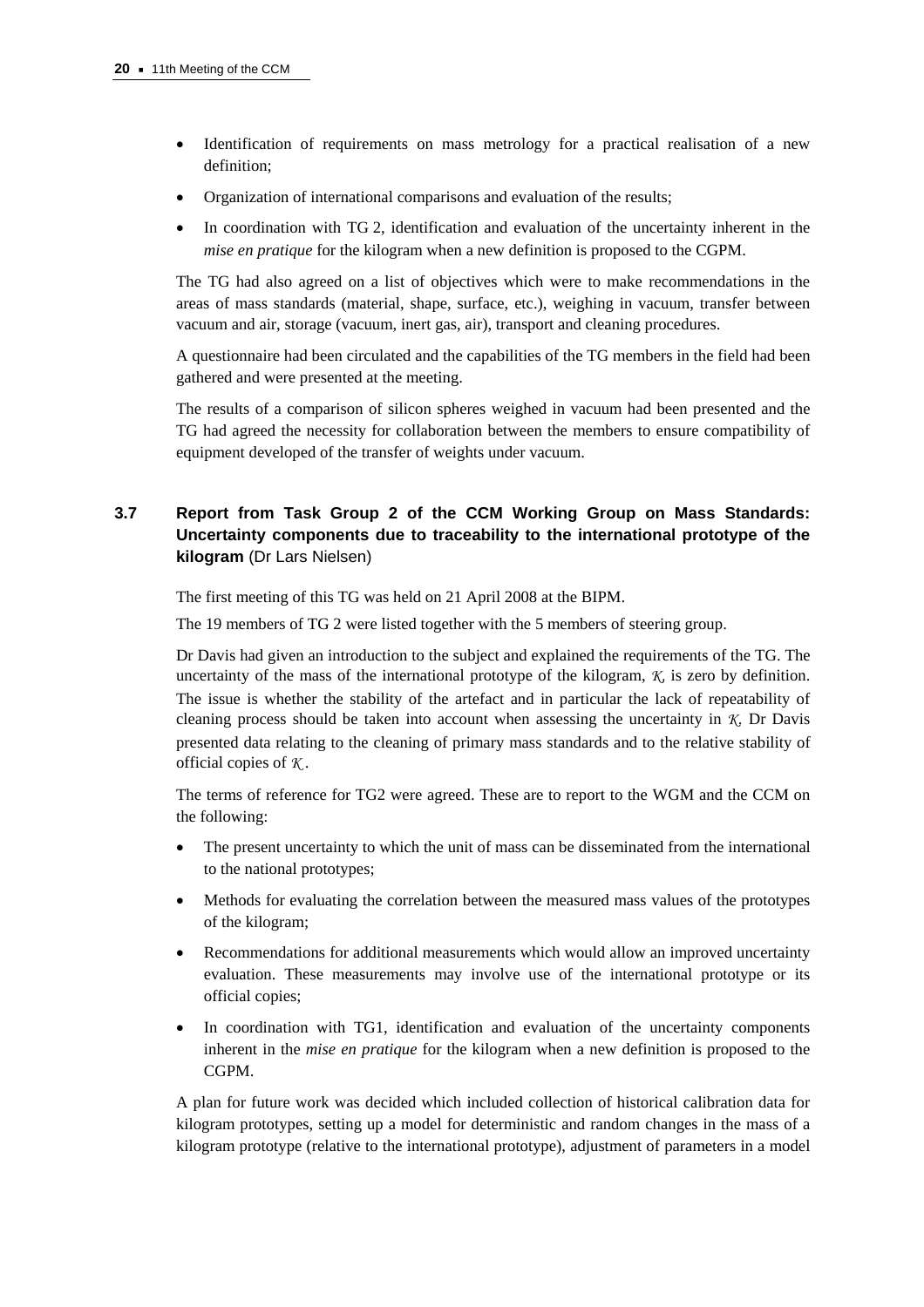- Identification of requirements on mass metrology for a practical realisation of a new definition;
- Organization of international comparisons and evaluation of the results;
- In coordination with TG 2, identification and evaluation of the uncertainty inherent in the *mise en pratique* for the kilogram when a new definition is proposed to the CGPM.

The TG had also agreed on a list of objectives which were to make recommendations in the areas of mass standards (material, shape, surface, etc.), weighing in vacuum, transfer between vacuum and air, storage (vacuum, inert gas, air), transport and cleaning procedures.

A questionnaire had been circulated and the capabilities of the TG members in the field had been gathered and were presented at the meeting.

The results of a comparison of silicon spheres weighed in vacuum had been presented and the TG had agreed the necessity for collaboration between the members to ensure compatibility of equipment developed of the transfer of weights under vacuum.

## 3.7 Report from Task Group 2 of the CCM Working Group on Mass Standards: Uncertainty components due to traceability to the international prototype of the kilogram (Dr Lars Nielsen)

The first meeting of this TG was held on 21 April 2008 at the BIPM.

The 19 members of TG 2 were listed together with the 5 members of steering group.

Dr Davis had given an introduction to the subject and explained the requirements of the TG. The uncertainty of the mass of the international prototype of the kilogram, $\mathcal{K}$, is zero by definition. The issue is whether the stability of the artefact and in particular the lack of repeatability of cleaning process should be taken into account when assessing the uncertainty in $\mathcal{K}$. Dr Davis presented data relating to the cleaning of primary mass standards and to the relative stability of official copies of $\mathcal{K}$.

The terms of reference for TG2 were agreed. These are to report to the WGM and the CCM on the following:

- The present uncertainty to which the unit of mass can be disseminated from the international to the national prototypes;
- Methods for evaluating the correlation between the measured mass values of the prototypes of the kilogram;
- Recommendations for additional measurements which would allow an improved uncertainty evaluation. These measurements may involve use of the international prototype or its official copies;
- In coordination with TG1, identification and evaluation of the uncertainty components inherent in the *mise en pratique* for the kilogram when a new definition is proposed to the CGPM.

A plan for future work was decided which included collection of historical calibration data for kilogram prototypes, setting up a model for deterministic and random changes in the mass of a kilogram prototype (relative to the international prototype), adjustment of parameters in a model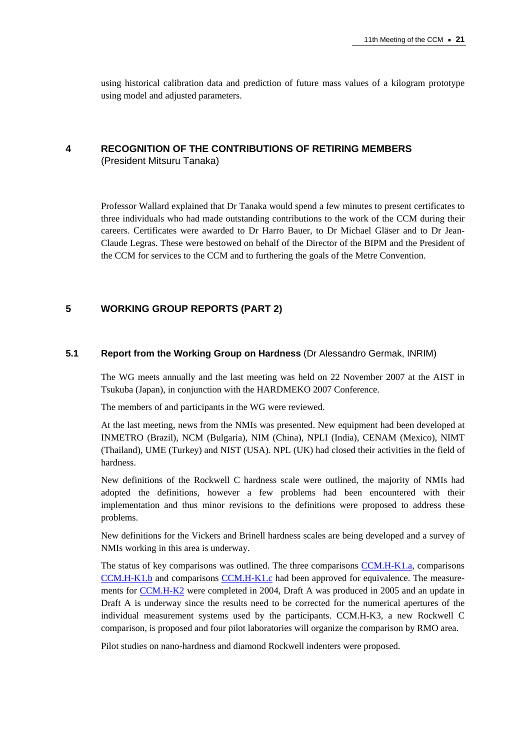using historical calibration data and prediction of future mass values of a kilogram prototype using model and adjusted parameters.

## 4 RECOGNITION OF THE CONTRIBUTIONS OF RETIRING MEMBERS
(President Mitsuru Tanaka)

Professor Wallard explained that Dr Tanaka would spend a few minutes to present certificates to three individuals who had made outstanding contributions to the work of the CCM during their careers. Certificates were awarded to Dr Harro Bauer, to Dr Michael Gläser and to Dr Jean-Claude Legras. These were bestowed on behalf of the Director of the BIPM and the President of the CCM for services to the CCM and to furthering the goals of the Metre Convention.

## 5 WORKING GROUP REPORTS (PART 2)

### 5.1 Report from the Working Group on Hardness (Dr Alessandro Germak, INRIM)

The WG meets annually and the last meeting was held on 22 November 2007 at the AIST in Tsukuba (Japan), in conjunction with the HARDMEKO 2007 Conference.

The members of and participants in the WG were reviewed.

At the last meeting, news from the NMIs was presented. New equipment had been developed at INMETRO (Brazil), NCM (Bulgaria), NIM (China), NPLI (India), CENAM (Mexico), NIMT (Thailand), UME (Turkey) and NIST (USA). NPL (UK) had closed their activities in the field of hardness.

New definitions of the Rockwell C hardness scale were outlined, the majority of NMIs had adopted the definitions, however a few problems had been encountered with their implementation and thus minor revisions to the definitions were proposed to address these problems.

New definitions for the Vickers and Brinell hardness scales are being developed and a survey of NMIs working in this area is underway.

The status of key comparisons was outlined. The three comparisons CCM.H-K1.a, comparisons CCM.H-K1.b and comparisons CCM.H-K1.c had been approved for equivalence. The measurements for CCM.H-K2 were completed in 2004, Draft A was produced in 2005 and an update in Draft A is underway since the results need to be corrected for the numerical apertures of the individual measurement systems used by the participants. CCM.H-K3, a new Rockwell C comparison, is proposed and four pilot laboratories will organize the comparison by RMO area.

Pilot studies on nano-hardness and diamond Rockwell indenters were proposed.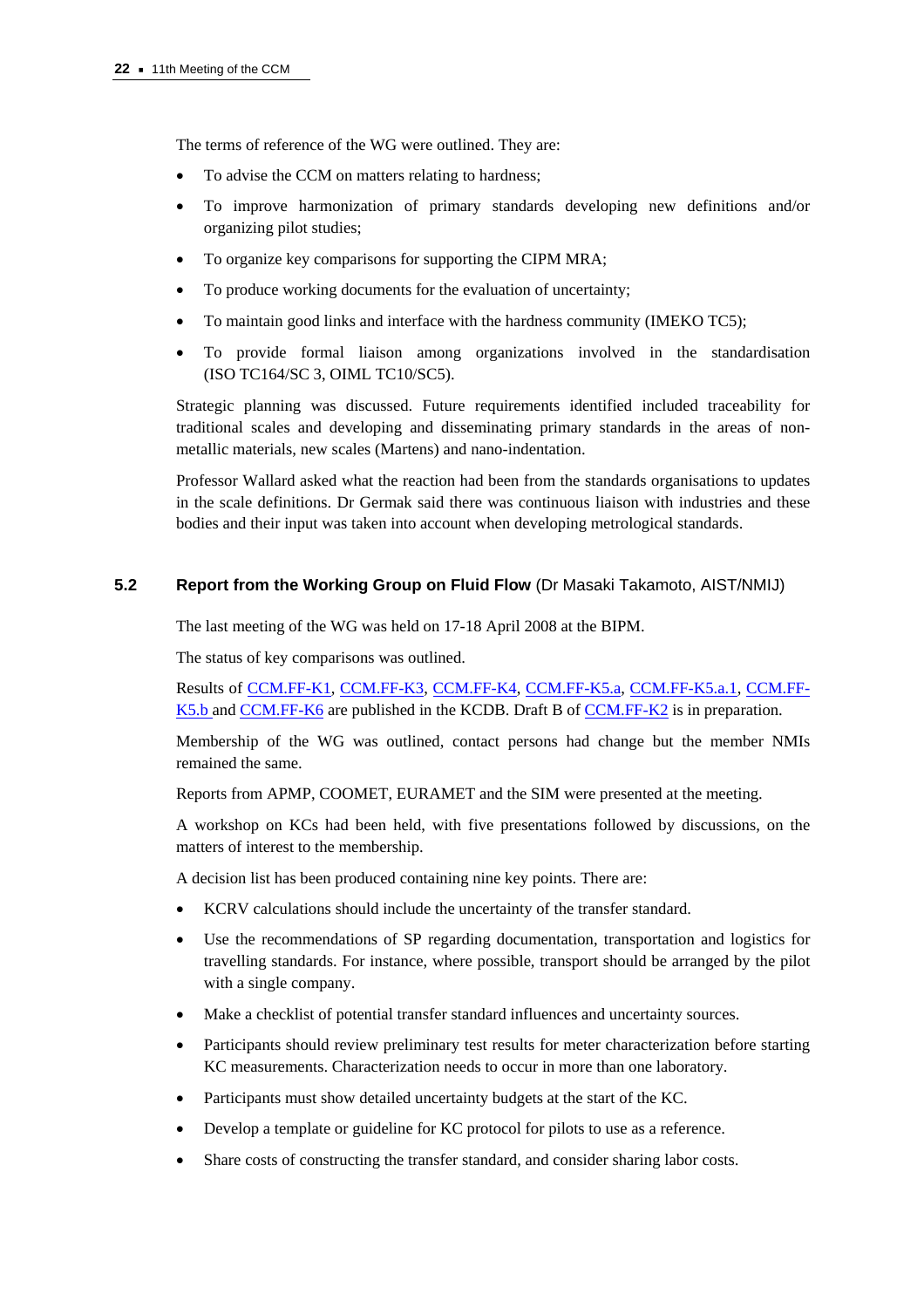The terms of reference of the WG were outlined. They are:

- To advise the CCM on matters relating to hardness;
- To improve harmonization of primary standards developing new definitions and/or organizing pilot studies;
- To organize key comparisons for supporting the CIPM MRA;
- To produce working documents for the evaluation of uncertainty;
- To maintain good links and interface with the hardness community (IMEKO TC5);
- To provide formal liaison among organizations involved in the standardisation (ISO TC164/SC 3, OIML TC10/SC5).

Strategic planning was discussed. Future requirements identified included traceability for traditional scales and developing and disseminating primary standards in the areas of non-metallic materials, new scales (Martens) and nano-indentation.

Professor Wallard asked what the reaction had been from the standards organisations to updates in the scale definitions. Dr Germak said there was continuous liaison with industries and these bodies and their input was taken into account when developing metrological standards.

## 5.2 Report from the Working Group on Fluid Flow (Dr Masaki Takamoto, AIST/NMIJ)

The last meeting of the WG was held on 17-18 April 2008 at the BIPM.

The status of key comparisons was outlined.

Results of CCM.FF-K1, CCM.FF-K3, CCM.FF-K4, CCM.FF-K5.a, CCM.FF-K5.a.1, CCM.FF-K5.b and CCM.FF-K6 are published in the KCDB. Draft B of CCM.FF-K2 is in preparation.

Membership of the WG was outlined, contact persons had change but the member NMIs remained the same.

Reports from APMP, COOMET, EURAMET and the SIM were presented at the meeting.

A workshop on KCs had been held, with five presentations followed by discussions, on the matters of interest to the membership.

A decision list has been produced containing nine key points. There are:

- KCRV calculations should include the uncertainty of the transfer standard.
- Use the recommendations of SP regarding documentation, transportation and logistics for travelling standards. For instance, where possible, transport should be arranged by the pilot with a single company.
- Make a checklist of potential transfer standard influences and uncertainty sources.
- Participants should review preliminary test results for meter characterization before starting KC measurements. Characterization needs to occur in more than one laboratory.
- Participants must show detailed uncertainty budgets at the start of the KC.
- Develop a template or guideline for KC protocol for pilots to use as a reference.
- Share costs of constructing the transfer standard, and consider sharing labor costs.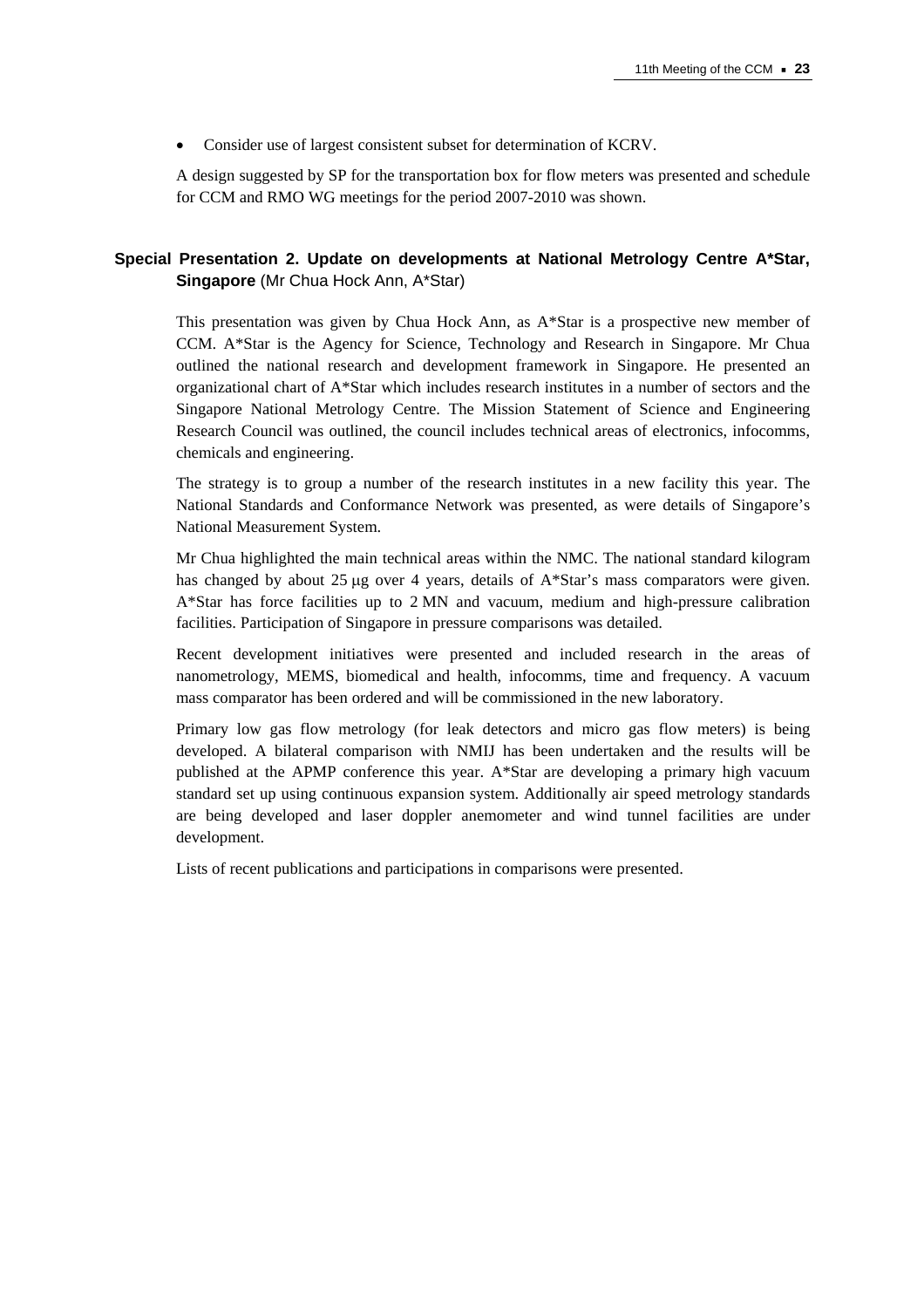- Consider use of largest consistent subset for determination of KCRV.

A design suggested by SP for the transportation box for flow meters was presented and schedule for CCM and RMO WG meetings for the period 2007-2010 was shown.

## Special Presentation 2. Update on developments at National Metrology Centre A*Star, Singapore (Mr Chua Hock Ann, A*Star)

This presentation was given by Chua Hock Ann, as A*Star is a prospective new member of CCM. A*Star is the Agency for Science, Technology and Research in Singapore. Mr Chua outlined the national research and development framework in Singapore. He presented an organizational chart of A*Star which includes research institutes in a number of sectors and the Singapore National Metrology Centre. The Mission Statement of Science and Engineering Research Council was outlined, the council includes technical areas of electronics, infocomms, chemicals and engineering.

The strategy is to group a number of the research institutes in a new facility this year. The National Standards and Conformance Network was presented, as were details of Singapore's National Measurement System.

Mr Chua highlighted the main technical areas within the NMC. The national standard kilogram has changed by about 25 μg over 4 years, details of A*Star's mass comparators were given. A*Star has force facilities up to 2 MN and vacuum, medium and high-pressure calibration facilities. Participation of Singapore in pressure comparisons was detailed.

Recent development initiatives were presented and included research in the areas of nanometrology, MEMS, biomedical and health, infocomms, time and frequency. A vacuum mass comparator has been ordered and will be commissioned in the new laboratory.

Primary low gas flow metrology (for leak detectors and micro gas flow meters) is being developed. A bilateral comparison with NMIJ has been undertaken and the results will be published at the APMP conference this year. A*Star are developing a primary high vacuum standard set up using continuous expansion system. Additionally air speed metrology standards are being developed and laser doppler anemometer and wind tunnel facilities are under development.

Lists of recent publications and participations in comparisons were presented.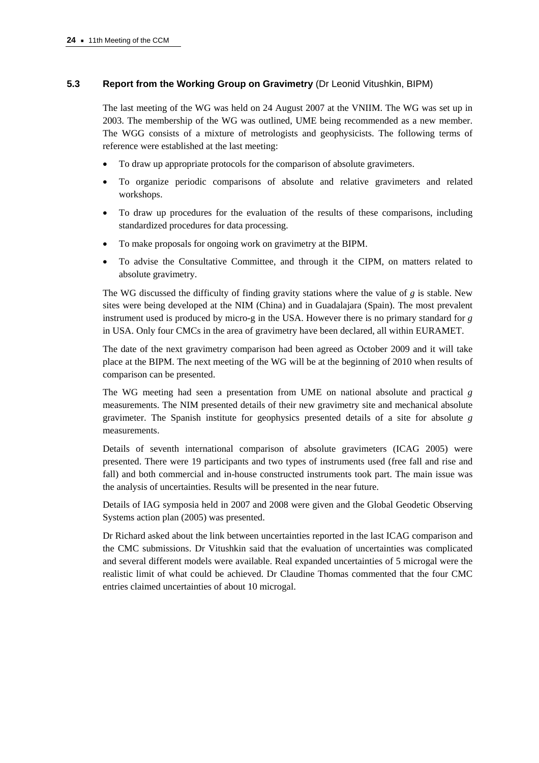### 5.3 Report from the Working Group on Gravimetry (Dr Leonid Vitushkin, BIPM)

The last meeting of the WG was held on 24 August 2007 at the VNIIM. The WG was set up in 2003. The membership of the WG was outlined, UME being recommended as a new member. The WGG consists of a mixture of metrologists and geophysicists. The following terms of reference were established at the last meeting:

- To draw up appropriate protocols for the comparison of absolute gravimeters.
- To organize periodic comparisons of absolute and relative gravimeters and related workshops.
- To draw up procedures for the evaluation of the results of these comparisons, including standardized procedures for data processing.
- To make proposals for ongoing work on gravimetry at the BIPM.
- To advise the Consultative Committee, and through it the CIPM, on matters related to absolute gravimetry.

The WG discussed the difficulty of finding gravity stations where the value of *g* is stable. New sites were being developed at the NIM (China) and in Guadalajara (Spain). The most prevalent instrument used is produced by micro-g in the USA. However there is no primary standard for *g* in USA. Only four CMCs in the area of gravimetry have been declared, all within EURAMET.

The date of the next gravimetry comparison had been agreed as October 2009 and it will take place at the BIPM. The next meeting of the WG will be at the beginning of 2010 when results of comparison can be presented.

The WG meeting had seen a presentation from UME on national absolute and practical *g* measurements. The NIM presented details of their new gravimetry site and mechanical absolute gravimeter. The Spanish institute for geophysics presented details of a site for absolute *g* measurements.

Details of seventh international comparison of absolute gravimeters (ICAG 2005) were presented. There were 19 participants and two types of instruments used (free fall and rise and fall) and both commercial and in-house constructed instruments took part. The main issue was the analysis of uncertainties. Results will be presented in the near future.

Details of IAG symposia held in 2007 and 2008 were given and the Global Geodetic Observing Systems action plan (2005) was presented.

Dr Richard asked about the link between uncertainties reported in the last ICAG comparison and the CMC submissions. Dr Vitushkin said that the evaluation of uncertainties was complicated and several different models were available. Real expanded uncertainties of 5 microgal were the realistic limit of what could be achieved. Dr Claudine Thomas commented that the four CMC entries claimed uncertainties of about 10 microgal.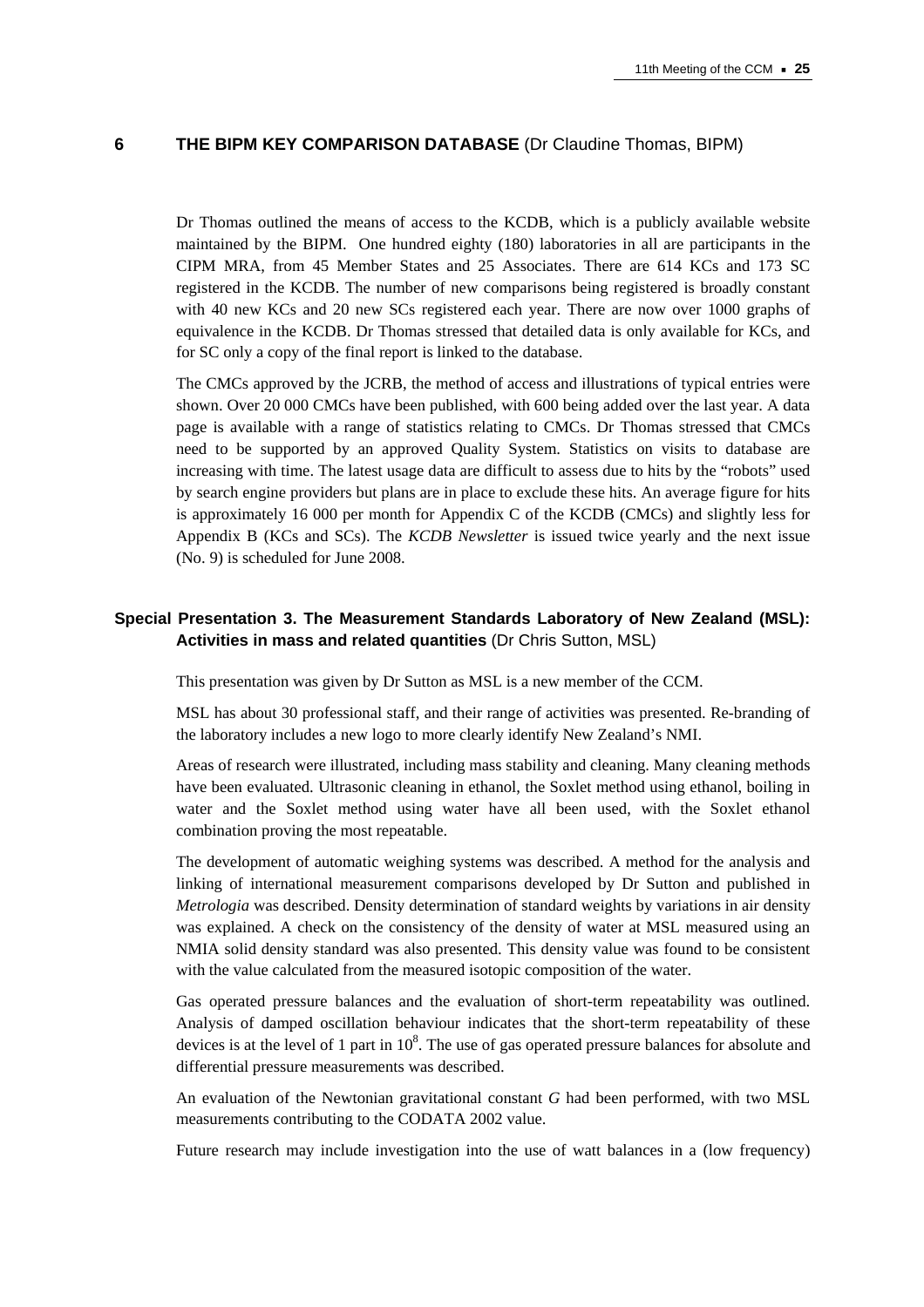## 6 THE BIPM KEY COMPARISON DATABASE (Dr Claudine Thomas, BIPM)

Dr Thomas outlined the means of access to the KCDB, which is a publicly available website maintained by the BIPM. One hundred eighty (180) laboratories in all are participants in the CIPM MRA, from 45 Member States and 25 Associates. There are 614 KCs and 173 SC registered in the KCDB. The number of new comparisons being registered is broadly constant with 40 new KCs and 20 new SCs registered each year. There are now over 1000 graphs of equivalence in the KCDB. Dr Thomas stressed that detailed data is only available for KCs, and for SC only a copy of the final report is linked to the database.

The CMCs approved by the JCRB, the method of access and illustrations of typical entries were shown. Over 20 000 CMCs have been published, with 600 being added over the last year. A data page is available with a range of statistics relating to CMCs. Dr Thomas stressed that CMCs need to be supported by an approved Quality System. Statistics on visits to database are increasing with time. The latest usage data are difficult to assess due to hits by the "robots" used by search engine providers but plans are in place to exclude these hits. An average figure for hits is approximately 16 000 per month for Appendix C of the KCDB (CMCs) and slightly less for Appendix B (KCs and SCs). The *KCDB Newsletter* is issued twice yearly and the next issue (No. 9) is scheduled for June 2008.

### Special Presentation 3. The Measurement Standards Laboratory of New Zealand (MSL): Activities in mass and related quantities (Dr Chris Sutton, MSL)

This presentation was given by Dr Sutton as MSL is a new member of the CCM.

MSL has about 30 professional staff, and their range of activities was presented. Re-branding of the laboratory includes a new logo to more clearly identify New Zealand's NMI.

Areas of research were illustrated, including mass stability and cleaning. Many cleaning methods have been evaluated. Ultrasonic cleaning in ethanol, the Soxlet method using ethanol, boiling in water and the Soxlet method using water have all been used, with the Soxlet ethanol combination proving the most repeatable.

The development of automatic weighing systems was described. A method for the analysis and linking of international measurement comparisons developed by Dr Sutton and published in *Metrologia* was described. Density determination of standard weights by variations in air density was explained. A check on the consistency of the density of water at MSL measured using an NMIA solid density standard was also presented. This density value was found to be consistent with the value calculated from the measured isotopic composition of the water.

Gas operated pressure balances and the evaluation of short-term repeatability was outlined. Analysis of damped oscillation behaviour indicates that the short-term repeatability of these devices is at the level of 1 part in $10^8$. The use of gas operated pressure balances for absolute and differential pressure measurements was described.

An evaluation of the Newtonian gravitational constant $G$ had been performed, with two MSL measurements contributing to the CODATA 2002 value.

Future research may include investigation into the use of watt balances in a (low frequency)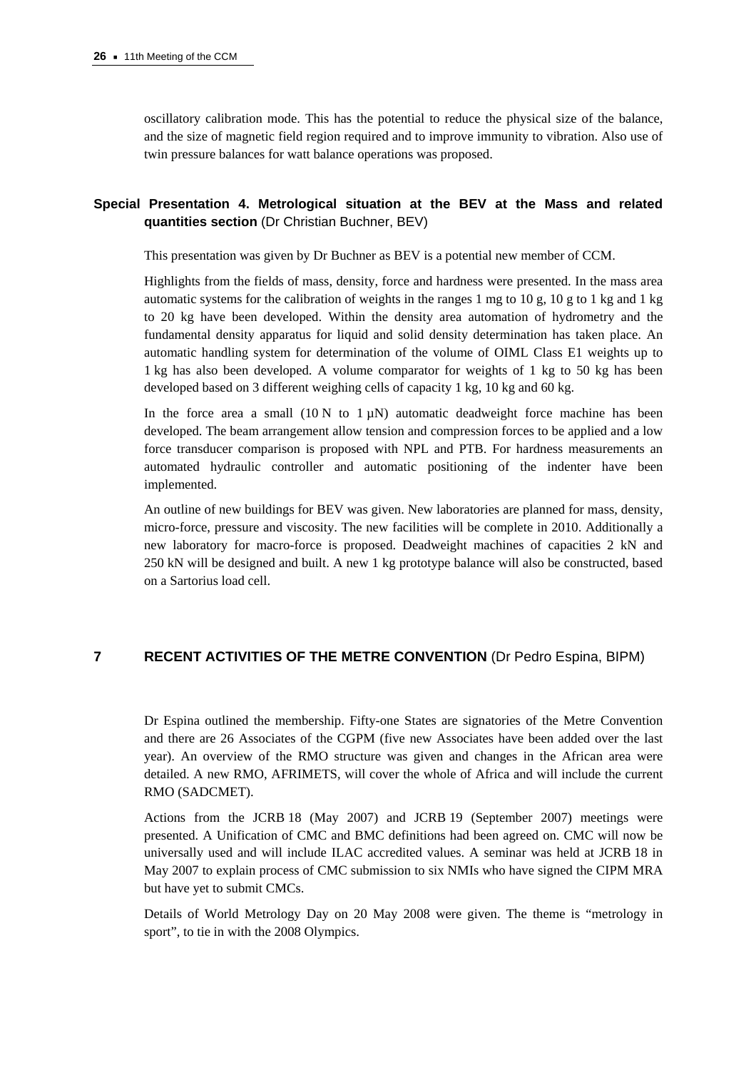oscillatory calibration mode. This has the potential to reduce the physical size of the balance, and the size of magnetic field region required and to improve immunity to vibration. Also use of twin pressure balances for watt balance operations was proposed.

### Special Presentation 4. Metrological situation at the BEV at the Mass and related quantities section (Dr Christian Buchner, BEV)

This presentation was given by Dr Buchner as BEV is a potential new member of CCM.

Highlights from the fields of mass, density, force and hardness were presented. In the mass area automatic systems for the calibration of weights in the ranges 1 mg to 10 g, 10 g to 1 kg and 1 kg to 20 kg have been developed. Within the density area automation of hydrometry and the fundamental density apparatus for liquid and solid density determination has taken place. An automatic handling system for determination of the volume of OIML Class E1 weights up to 1 kg has also been developed. A volume comparator for weights of 1 kg to 50 kg has been developed based on 3 different weighing cells of capacity 1 kg, 10 kg and 60 kg.

In the force area a small (10 N to 1 µN) automatic deadweight force machine has been developed. The beam arrangement allow tension and compression forces to be applied and a low force transducer comparison is proposed with NPL and PTB. For hardness measurements an automated hydraulic controller and automatic positioning of the indenter have been implemented.

An outline of new buildings for BEV was given. New laboratories are planned for mass, density, micro-force, pressure and viscosity. The new facilities will be complete in 2010. Additionally a new laboratory for macro-force is proposed. Deadweight machines of capacities 2 kN and 250 kN will be designed and built. A new 1 kg prototype balance will also be constructed, based on a Sartorius load cell.

## 7 RECENT ACTIVITIES OF THE METRE CONVENTION (Dr Pedro Espina, BIPM)

Dr Espina outlined the membership. Fifty-one States are signatories of the Metre Convention and there are 26 Associates of the CGPM (five new Associates have been added over the last year). An overview of the RMO structure was given and changes in the African area were detailed. A new RMO, AFRIMETS, will cover the whole of Africa and will include the current RMO (SADCMET).

Actions from the JCRB 18 (May 2007) and JCRB 19 (September 2007) meetings were presented. A Unification of CMC and BMC definitions had been agreed on. CMC will now be universally used and will include ILAC accredited values. A seminar was held at JCRB 18 in May 2007 to explain process of CMC submission to six NMIs who have signed the CIPM MRA but have yet to submit CMCs.

Details of World Metrology Day on 20 May 2008 were given. The theme is "metrology in sport", to tie in with the 2008 Olympics.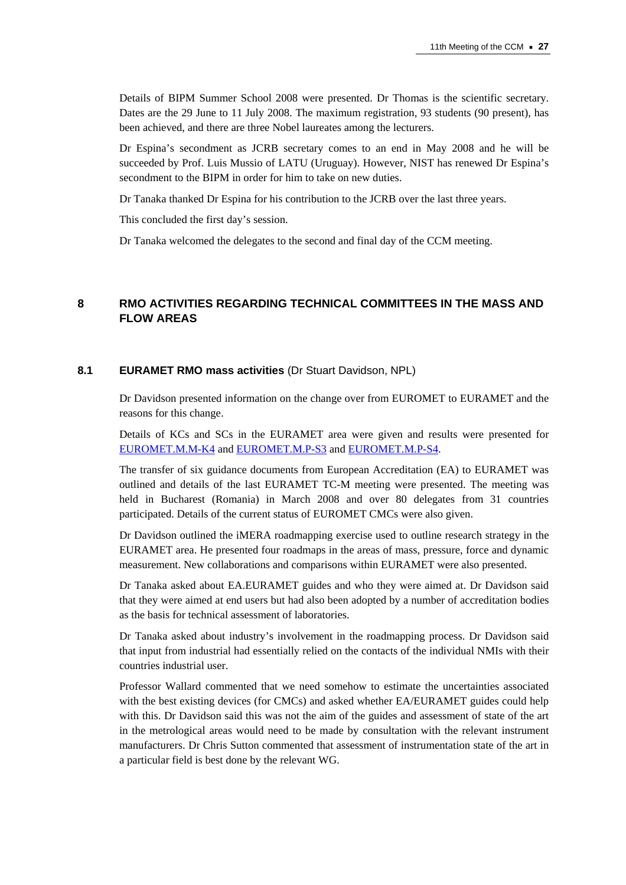Details of BIPM Summer School 2008 were presented. Dr Thomas is the scientific secretary. Dates are the 29 June to 11 July 2008. The maximum registration, 93 students (90 present), has been achieved, and there are three Nobel laureates among the lecturers.

Dr Espina's secondment as JCRB secretary comes to an end in May 2008 and he will be succeeded by Prof. Luis Mussio of LATU (Uruguay). However, NIST has renewed Dr Espina's secondment to the BIPM in order for him to take on new duties.

Dr Tanaka thanked Dr Espina for his contribution to the JCRB over the last three years.

This concluded the first day's session.

Dr Tanaka welcomed the delegates to the second and final day of the CCM meeting.

## 8 RMO ACTIVITIES REGARDING TECHNICAL COMMITTEES IN THE MASS AND FLOW AREAS

### 8.1 EURAMET RMO mass activities (Dr Stuart Davidson, NPL)

Dr Davidson presented information on the change over from EUROMET to EURAMET and the reasons for this change.

Details of KCs and SCs in the EURAMET area were given and results were presented for EUROMET.M.M-K4 and EUROMET.M.P-S3 and EUROMET.M.P-S4.

The transfer of six guidance documents from European Accreditation (EA) to EURAMET was outlined and details of the last EURAMET TC-M meeting were presented. The meeting was held in Bucharest (Romania) in March 2008 and over 80 delegates from 31 countries participated. Details of the current status of EUROMET CMCs were also given.

Dr Davidson outlined the iMERA roadmapping exercise used to outline research strategy in the EURAMET area. He presented four roadmaps in the areas of mass, pressure, force and dynamic measurement. New collaborations and comparisons within EURAMET were also presented.

Dr Tanaka asked about EA.EURAMET guides and who they were aimed at. Dr Davidson said that they were aimed at end users but had also been adopted by a number of accreditation bodies as the basis for technical assessment of laboratories.

Dr Tanaka asked about industry's involvement in the roadmapping process. Dr Davidson said that input from industrial had essentially relied on the contacts of the individual NMIs with their countries industrial user.

Professor Wallard commented that we need somehow to estimate the uncertainties associated with the best existing devices (for CMCs) and asked whether EA/EURAMET guides could help with this. Dr Davidson said this was not the aim of the guides and assessment of state of the art in the metrological areas would need to be made by consultation with the relevant instrument manufacturers. Dr Chris Sutton commented that assessment of instrumentation state of the art in a particular field is best done by the relevant WG.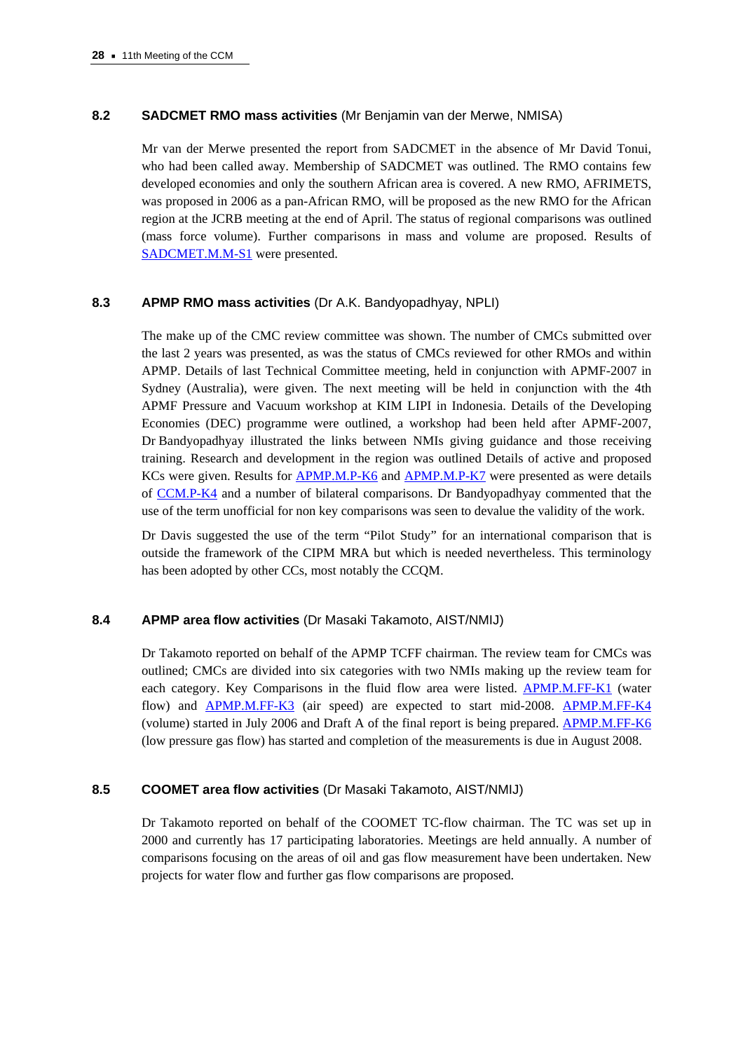### 8.2 SADCMET RMO mass activities (Mr Benjamin van der Merwe, NMISA)

Mr van der Merwe presented the report from SADCMET in the absence of Mr David Tonui, who had been called away. Membership of SADCMET was outlined. The RMO contains few developed economies and only the southern African area is covered. A new RMO, AFRIMETS, was proposed in 2006 as a pan-African RMO, will be proposed as the new RMO for the African region at the JCRB meeting at the end of April. The status of regional comparisons was outlined (mass force volume). Further comparisons in mass and volume are proposed. Results of SADCMET.M.M-S1 were presented.

### 8.3 APMP RMO mass activities (Dr A.K. Bandyopadhyay, NPLI)

The make up of the CMC review committee was shown. The number of CMCs submitted over the last 2 years was presented, as was the status of CMCs reviewed for other RMOs and within APMP. Details of last Technical Committee meeting, held in conjunction with APMF-2007 in Sydney (Australia), were given. The next meeting will be held in conjunction with the 4th APMF Pressure and Vacuum workshop at KIM LIPI in Indonesia. Details of the Developing Economies (DEC) programme were outlined, a workshop had been held after APMF-2007, Dr Bandyopadhyay illustrated the links between NMIs giving guidance and those receiving training. Research and development in the region was outlined Details of active and proposed KCs were given. Results for APMP.M.P-K6 and APMP.M.P-K7 were presented as were details of CCM.P-K4 and a number of bilateral comparisons. Dr Bandyopadhyay commented that the use of the term unofficial for non key comparisons was seen to devalue the validity of the work.

Dr Davis suggested the use of the term "Pilot Study" for an international comparison that is outside the framework of the CIPM MRA but which is needed nevertheless. This terminology has been adopted by other CCs, most notably the CCQM.

### 8.4 APMP area flow activities (Dr Masaki Takamoto, AIST/NMIJ)

Dr Takamoto reported on behalf of the APMP TCFF chairman. The review team for CMCs was outlined; CMCs are divided into six categories with two NMIs making up the review team for each category. Key Comparisons in the fluid flow area were listed. APMP.M.FF-K1 (water flow) and APMP.M.FF-K3 (air speed) are expected to start mid-2008. APMP.M.FF-K4 (volume) started in July 2006 and Draft A of the final report is being prepared. APMP.M.FF-K6 (low pressure gas flow) has started and completion of the measurements is due in August 2008.

### 8.5 COOMET area flow activities (Dr Masaki Takamoto, AIST/NMIJ)

Dr Takamoto reported on behalf of the COOMET TC-flow chairman. The TC was set up in 2000 and currently has 17 participating laboratories. Meetings are held annually. A number of comparisons focusing on the areas of oil and gas flow measurement have been undertaken. New projects for water flow and further gas flow comparisons are proposed.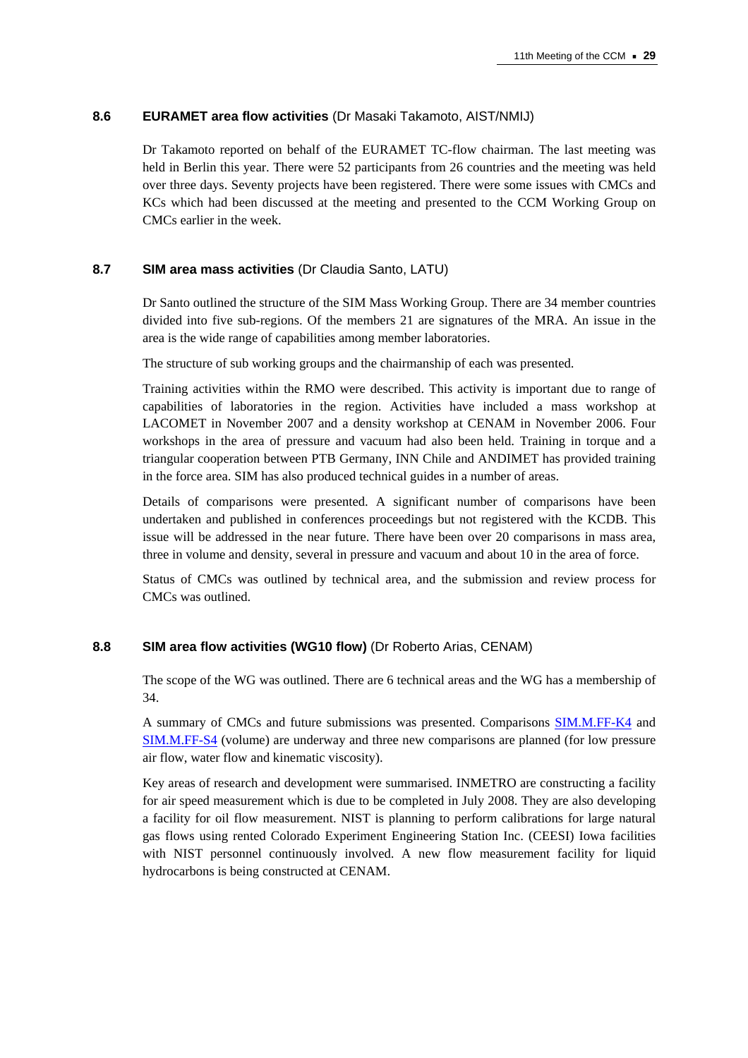### 8.6 **EURAMET area flow activities** (Dr Masaki Takamoto, AIST/NMIJ)

Dr Takamoto reported on behalf of the EURAMET TC-flow chairman. The last meeting was held in Berlin this year. There were 52 participants from 26 countries and the meeting was held over three days. Seventy projects have been registered. There were some issues with CMCs and KCs which had been discussed at the meeting and presented to the CCM Working Group on CMCs earlier in the week.

### 8.7 **SIM area mass activities** (Dr Claudia Santo, LATU)

Dr Santo outlined the structure of the SIM Mass Working Group. There are 34 member countries divided into five sub-regions. Of the members 21 are signatures of the MRA. An issue in the area is the wide range of capabilities among member laboratories.

The structure of sub working groups and the chairmanship of each was presented.

Training activities within the RMO were described. This activity is important due to range of capabilities of laboratories in the region. Activities have included a mass workshop at LACOMET in November 2007 and a density workshop at CENAM in November 2006. Four workshops in the area of pressure and vacuum had also been held. Training in torque and a triangular cooperation between PTB Germany, INN Chile and ANDIMET has provided training in the force area. SIM has also produced technical guides in a number of areas.

Details of comparisons were presented. A significant number of comparisons have been undertaken and published in conferences proceedings but not registered with the KCDB. This issue will be addressed in the near future. There have been over 20 comparisons in mass area, three in volume and density, several in pressure and vacuum and about 10 in the area of force.

Status of CMCs was outlined by technical area, and the submission and review process for CMCs was outlined.

### 8.8 **SIM area flow activities (WG10 flow)** (Dr Roberto Arias, CENAM)

The scope of the WG was outlined. There are 6 technical areas and the WG has a membership of 34.

A summary of CMCs and future submissions was presented. Comparisons SIM.M.FF-K4 and SIM.M.FF-S4 (volume) are underway and three new comparisons are planned (for low pressure air flow, water flow and kinematic viscosity).

Key areas of research and development were summarised. INMETRO are constructing a facility for air speed measurement which is due to be completed in July 2008. They are also developing a facility for oil flow measurement. NIST is planning to perform calibrations for large natural gas flows using rented Colorado Experiment Engineering Station Inc. (CEESI) Iowa facilities with NIST personnel continuously involved. A new flow measurement facility for liquid hydrocarbons is being constructed at CENAM.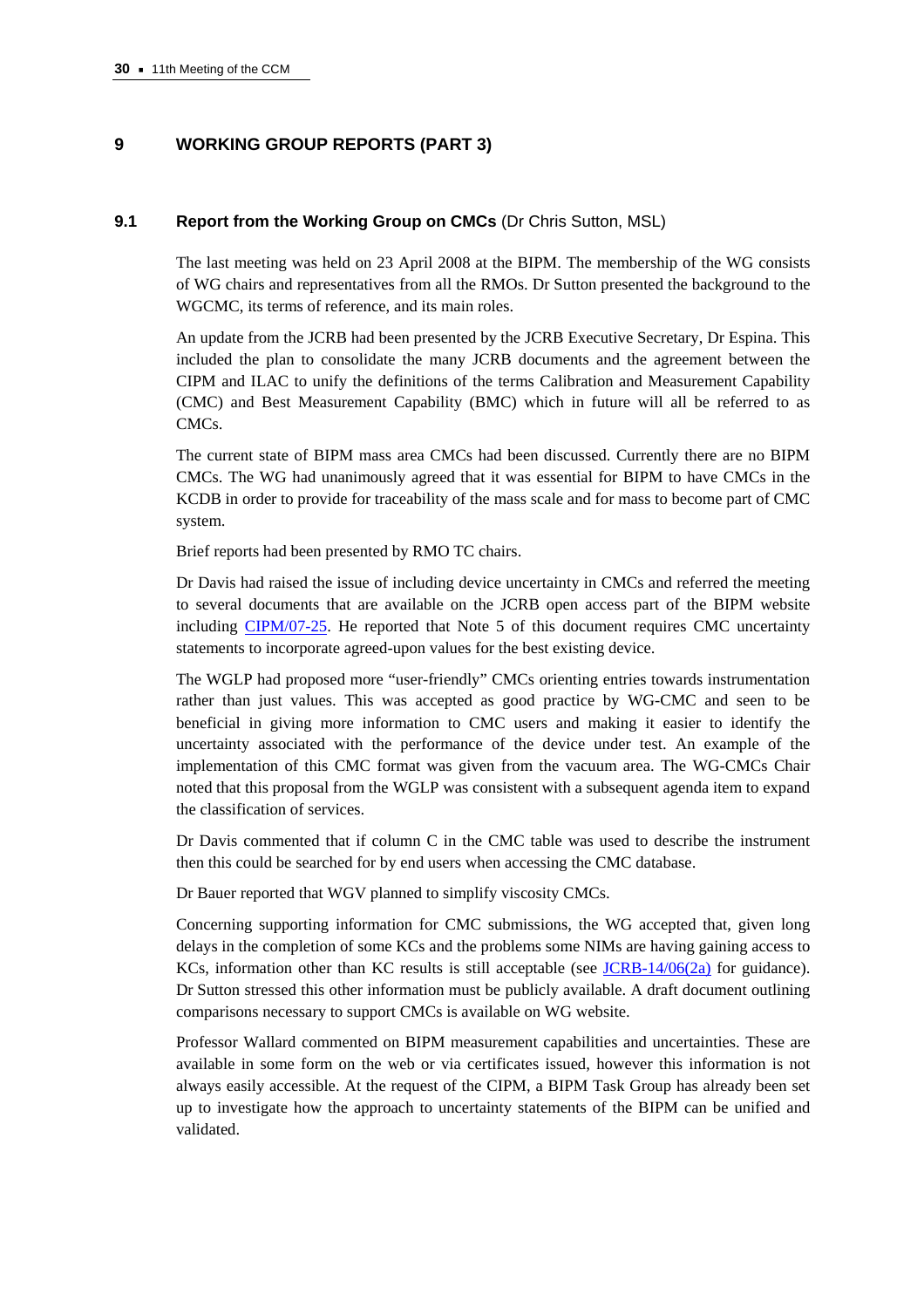## 9 WORKING GROUP REPORTS (PART 3)

### 9.1 Report from the Working Group on CMCs (Dr Chris Sutton, MSL)

The last meeting was held on 23 April 2008 at the BIPM. The membership of the WG consists of WG chairs and representatives from all the RMOs. Dr Sutton presented the background to the WGCMC, its terms of reference, and its main roles.

An update from the JCRB had been presented by the JCRB Executive Secretary, Dr Espina. This included the plan to consolidate the many JCRB documents and the agreement between the CIPM and ILAC to unify the definitions of the terms Calibration and Measurement Capability (CMC) and Best Measurement Capability (BMC) which in future will all be referred to as CMCs.

The current state of BIPM mass area CMCs had been discussed. Currently there are no BIPM CMCs. The WG had unanimously agreed that it was essential for BIPM to have CMCs in the KCDB in order to provide for traceability of the mass scale and for mass to become part of CMC system.

Brief reports had been presented by RMO TC chairs.

Dr Davis had raised the issue of including device uncertainty in CMCs and referred the meeting to several documents that are available on the JCRB open access part of the BIPM website including CIPM/07-25. He reported that Note 5 of this document requires CMC uncertainty statements to incorporate agreed-upon values for the best existing device.

The WGLP had proposed more "user-friendly" CMCs orienting entries towards instrumentation rather than just values. This was accepted as good practice by WG-CMC and seen to be beneficial in giving more information to CMC users and making it easier to identify the uncertainty associated with the performance of the device under test. An example of the implementation of this CMC format was given from the vacuum area. The WG-CMCs Chair noted that this proposal from the WGLP was consistent with a subsequent agenda item to expand the classification of services.

Dr Davis commented that if column C in the CMC table was used to describe the instrument then this could be searched for by end users when accessing the CMC database.

Dr Bauer reported that WGV planned to simplify viscosity CMCs.

Concerning supporting information for CMC submissions, the WG accepted that, given long delays in the completion of some KCs and the problems some NIMs are having gaining access to KCs, information other than KC results is still acceptable (see JCRB-14/06(2a) for guidance). Dr Sutton stressed this other information must be publicly available. A draft document outlining comparisons necessary to support CMCs is available on WG website.

Professor Wallard commented on BIPM measurement capabilities and uncertainties. These are available in some form on the web or via certificates issued, however this information is not always easily accessible. At the request of the CIPM, a BIPM Task Group has already been set up to investigate how the approach to uncertainty statements of the BIPM can be unified and validated.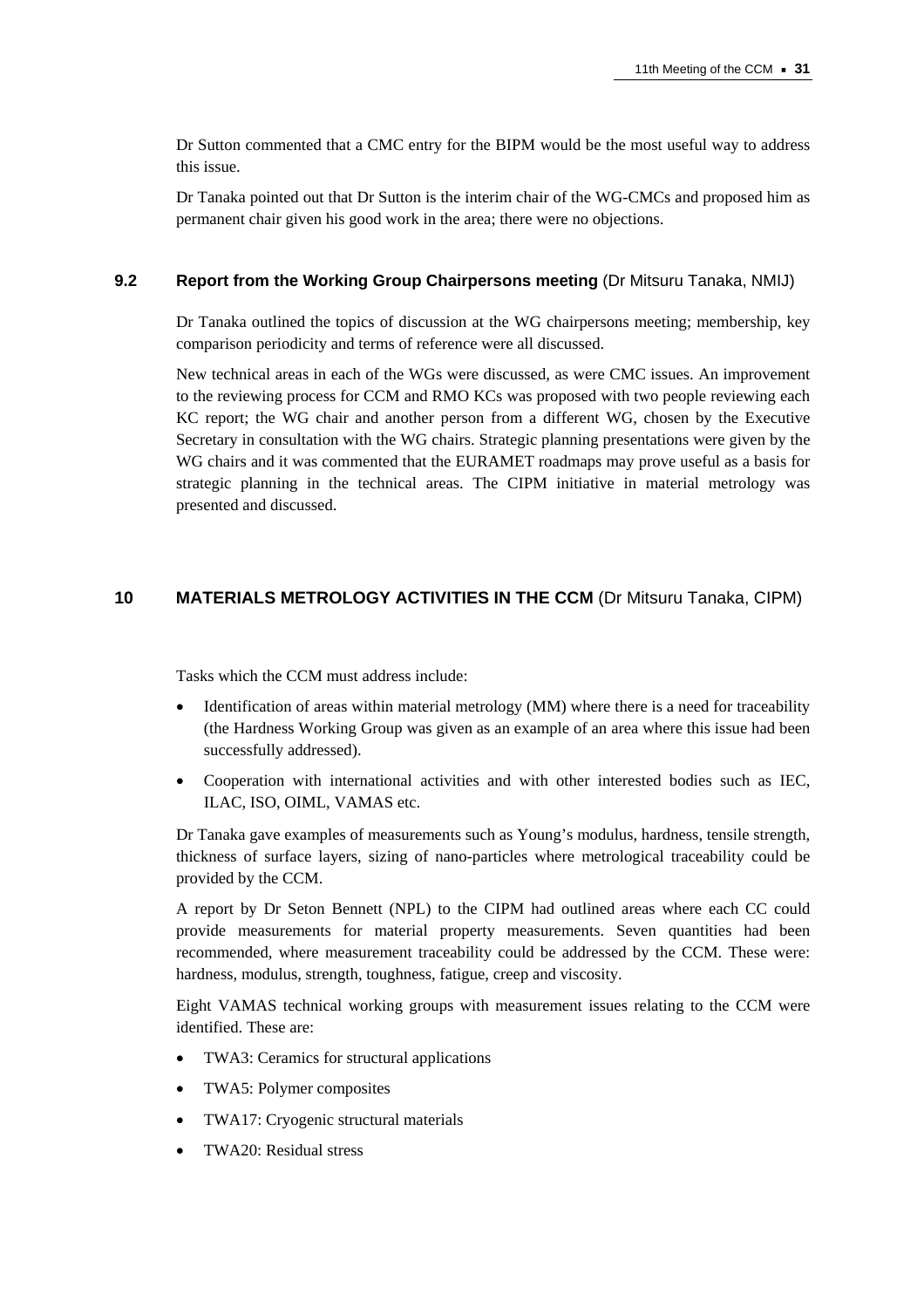Dr Sutton commented that a CMC entry for the BIPM would be the most useful way to address this issue.

Dr Tanaka pointed out that Dr Sutton is the interim chair of the WG-CMCs and proposed him as permanent chair given his good work in the area; there were no objections.

### 9.2 Report from the Working Group Chairpersons meeting (Dr Mitsuru Tanaka, NMIJ)

Dr Tanaka outlined the topics of discussion at the WG chairpersons meeting; membership, key comparison periodicity and terms of reference were all discussed.

New technical areas in each of the WGs were discussed, as were CMC issues. An improvement to the reviewing process for CCM and RMO KCs was proposed with two people reviewing each KC report; the WG chair and another person from a different WG, chosen by the Executive Secretary in consultation with the WG chairs. Strategic planning presentations were given by the WG chairs and it was commented that the EURAMET roadmaps may prove useful as a basis for strategic planning in the technical areas. The CIPM initiative in material metrology was presented and discussed.

## 10 MATERIALS METROLOGY ACTIVITIES IN THE CCM (Dr Mitsuru Tanaka, CIPM)

Tasks which the CCM must address include:

- Identification of areas within material metrology (MM) where there is a need for traceability (the Hardness Working Group was given as an example of an area where this issue had been successfully addressed).
- Cooperation with international activities and with other interested bodies such as IEC, ILAC, ISO, OIML, VAMAS etc.

Dr Tanaka gave examples of measurements such as Young's modulus, hardness, tensile strength, thickness of surface layers, sizing of nano-particles where metrological traceability could be provided by the CCM.

A report by Dr Seton Bennett (NPL) to the CIPM had outlined areas where each CC could provide measurements for material property measurements. Seven quantities had been recommended, where measurement traceability could be addressed by the CCM. These were: hardness, modulus, strength, toughness, fatigue, creep and viscosity.

Eight VAMAS technical working groups with measurement issues relating to the CCM were identified. These are:

- TWA3: Ceramics for structural applications
- TWA5: Polymer composites
- TWA17: Cryogenic structural materials
- TWA20: Residual stress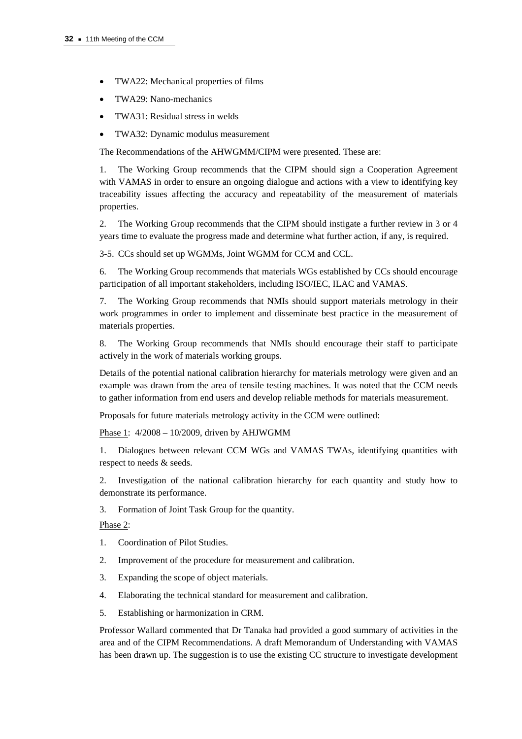- TWA22: Mechanical properties of films
- TWA29: Nano-mechanics
- TWA31: Residual stress in welds
- TWA32: Dynamic modulus measurement

The Recommendations of the AHWGMM/CIPM were presented. These are:

1. The Working Group recommends that the CIPM should sign a Cooperation Agreement with VAMAS in order to ensure an ongoing dialogue and actions with a view to identifying key traceability issues affecting the accuracy and repeatability of the measurement of materials properties.

2. The Working Group recommends that the CIPM should instigate a further review in 3 or 4 years time to evaluate the progress made and determine what further action, if any, is required.

3-5. CCs should set up WGMMs, Joint WGMM for CCM and CCL.

6. The Working Group recommends that materials WGs established by CCs should encourage participation of all important stakeholders, including ISO/IEC, ILAC and VAMAS.

7. The Working Group recommends that NMIs should support materials metrology in their work programmes in order to implement and disseminate best practice in the measurement of materials properties.

8. The Working Group recommends that NMIs should encourage their staff to participate actively in the work of materials working groups.

Details of the potential national calibration hierarchy for materials metrology were given and an example was drawn from the area of tensile testing machines. It was noted that the CCM needs to gather information from end users and develop reliable methods for materials measurement.

Proposals for future materials metrology activity in the CCM were outlined:

<u>Phase 1</u>: 4/2008 – 10/2009, driven by AHJWGMM

1. Dialogues between relevant CCM WGs and VAMAS TWAs, identifying quantities with respect to needs & seeds.

2. Investigation of the national calibration hierarchy for each quantity and study how to demonstrate its performance.

3. Formation of Joint Task Group for the quantity.

<u>Phase 2</u>:

1. Coordination of Pilot Studies.

2. Improvement of the procedure for measurement and calibration.

3. Expanding the scope of object materials.

4. Elaborating the technical standard for measurement and calibration.

5. Establishing or harmonization in CRM.

Professor Wallard commented that Dr Tanaka had provided a good summary of activities in the area and of the CIPM Recommendations. A draft Memorandum of Understanding with VAMAS has been drawn up. The suggestion is to use the existing CC structure to investigate development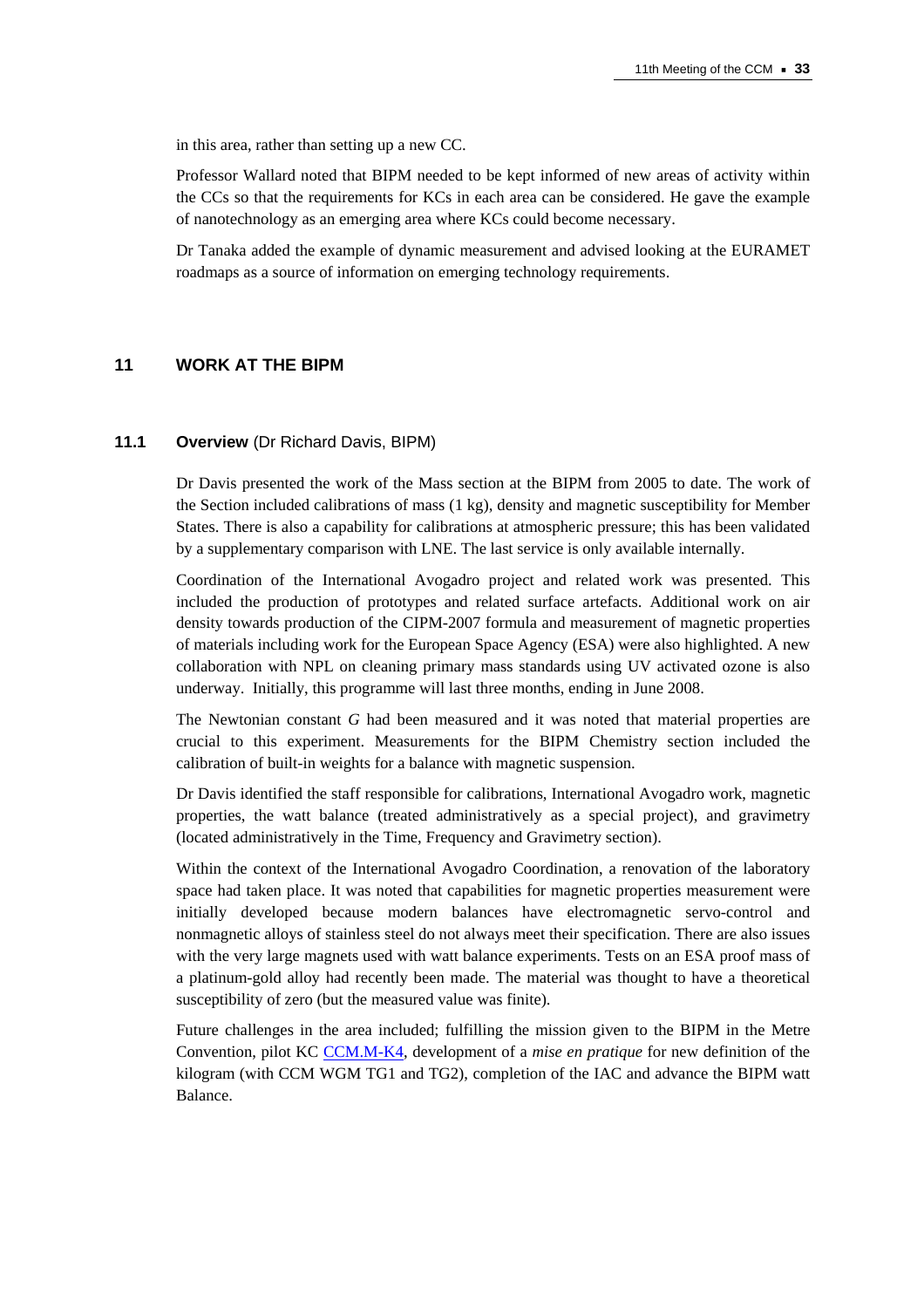in this area, rather than setting up a new CC.

Professor Wallard noted that BIPM needed to be kept informed of new areas of activity within the CCs so that the requirements for KCs in each area can be considered. He gave the example of nanotechnology as an emerging area where KCs could become necessary.

Dr Tanaka added the example of dynamic measurement and advised looking at the EURAMET roadmaps as a source of information on emerging technology requirements.

## 11 WORK AT THE BIPM

### 11.1 Overview (Dr Richard Davis, BIPM)

Dr Davis presented the work of the Mass section at the BIPM from 2005 to date. The work of the Section included calibrations of mass (1 kg), density and magnetic susceptibility for Member States. There is also a capability for calibrations at atmospheric pressure; this has been validated by a supplementary comparison with LNE. The last service is only available internally.

Coordination of the International Avogadro project and related work was presented. This included the production of prototypes and related surface artefacts. Additional work on air density towards production of the CIPM-2007 formula and measurement of magnetic properties of materials including work for the European Space Agency (ESA) were also highlighted. A new collaboration with NPL on cleaning primary mass standards using UV activated ozone is also underway. Initially, this programme will last three months, ending in June 2008.

The Newtonian constant *G* had been measured and it was noted that material properties are crucial to this experiment. Measurements for the BIPM Chemistry section included the calibration of built-in weights for a balance with magnetic suspension.

Dr Davis identified the staff responsible for calibrations, International Avogadro work, magnetic properties, the watt balance (treated administratively as a special project), and gravimetry (located administratively in the Time, Frequency and Gravimetry section).

Within the context of the International Avogadro Coordination, a renovation of the laboratory space had taken place. It was noted that capabilities for magnetic properties measurement were initially developed because modern balances have electromagnetic servo-control and nonmagnetic alloys of stainless steel do not always meet their specification. There are also issues with the very large magnets used with watt balance experiments. Tests on an ESA proof mass of a platinum-gold alloy had recently been made. The material was thought to have a theoretical susceptibility of zero (but the measured value was finite).

Future challenges in the area included; fulfilling the mission given to the BIPM in the Metre Convention, pilot KC CCM.M-K4, development of a *mise en pratique* for new definition of the kilogram (with CCM WGM TG1 and TG2), completion of the IAC and advance the BIPM watt Balance.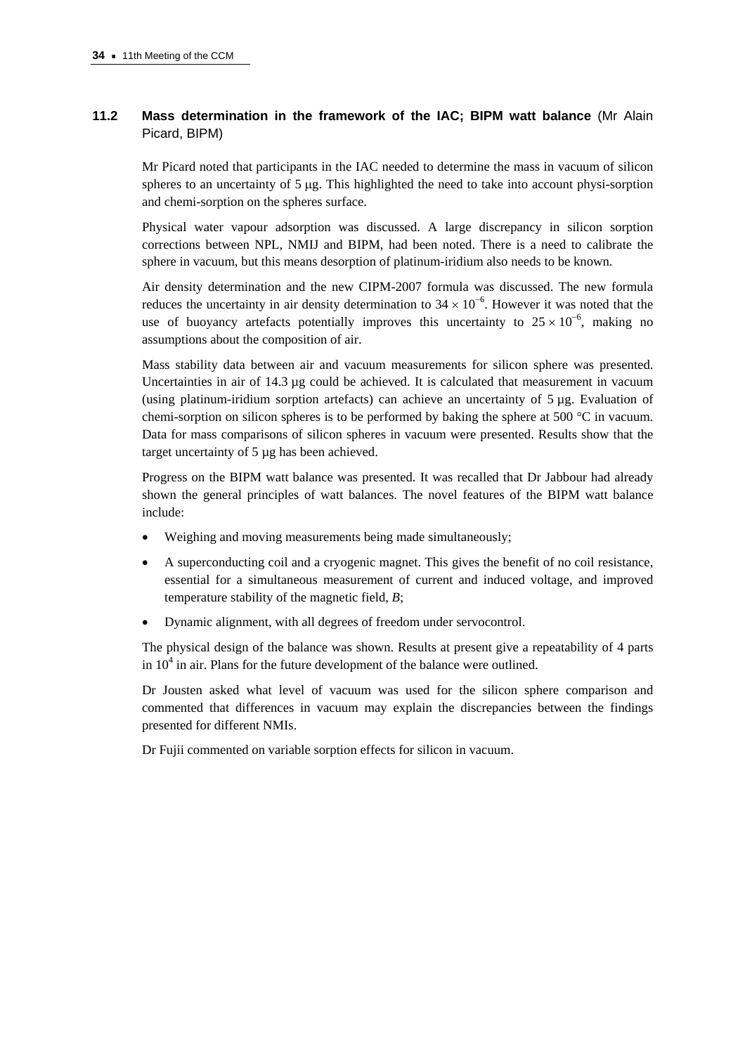### 11.2 Mass determination in the framework of the IAC; BIPM watt balance (Mr Alain Picard, BIPM)

Mr Picard noted that participants in the IAC needed to determine the mass in vacuum of silicon spheres to an uncertainty of 5 μg. This highlighted the need to take into account physi-sorption and chemi-sorption on the spheres surface.

Physical water vapour adsorption was discussed. A large discrepancy in silicon sorption corrections between NPL, NMIJ and BIPM, had been noted. There is a need to calibrate the sphere in vacuum, but this means desorption of platinum-iridium also needs to be known.

Air density determination and the new CIPM-2007 formula was discussed. The new formula reduces the uncertainty in air density determination to $34 \times 10^{-6}$. However it was noted that the use of buoyancy artefacts potentially improves this uncertainty to $25 \times 10^{-6}$, making no assumptions about the composition of air.

Mass stability data between air and vacuum measurements for silicon sphere was presented. Uncertainties in air of 14.3 μg could be achieved. It is calculated that measurement in vacuum (using platinum-iridium sorption artefacts) can achieve an uncertainty of 5 μg. Evaluation of chemi-sorption on silicon spheres is to be performed by baking the sphere at 500 °C in vacuum. Data for mass comparisons of silicon spheres in vacuum were presented. Results show that the target uncertainty of 5 μg has been achieved.

Progress on the BIPM watt balance was presented. It was recalled that Dr Jabbour had already shown the general principles of watt balances. The novel features of the BIPM watt balance include:

- Weighing and moving measurements being made simultaneously;
- A superconducting coil and a cryogenic magnet. This gives the benefit of no coil resistance, essential for a simultaneous measurement of current and induced voltage, and improved temperature stability of the magnetic field, $B$;
- Dynamic alignment, with all degrees of freedom under servocontrol.

The physical design of the balance was shown. Results at present give a repeatability of 4 parts in $10^4$ in air. Plans for the future development of the balance were outlined.

Dr Jousten asked what level of vacuum was used for the silicon sphere comparison and commented that differences in vacuum may explain the discrepancies between the findings presented for different NMIs.

Dr Fujii commented on variable sorption effects for silicon in vacuum.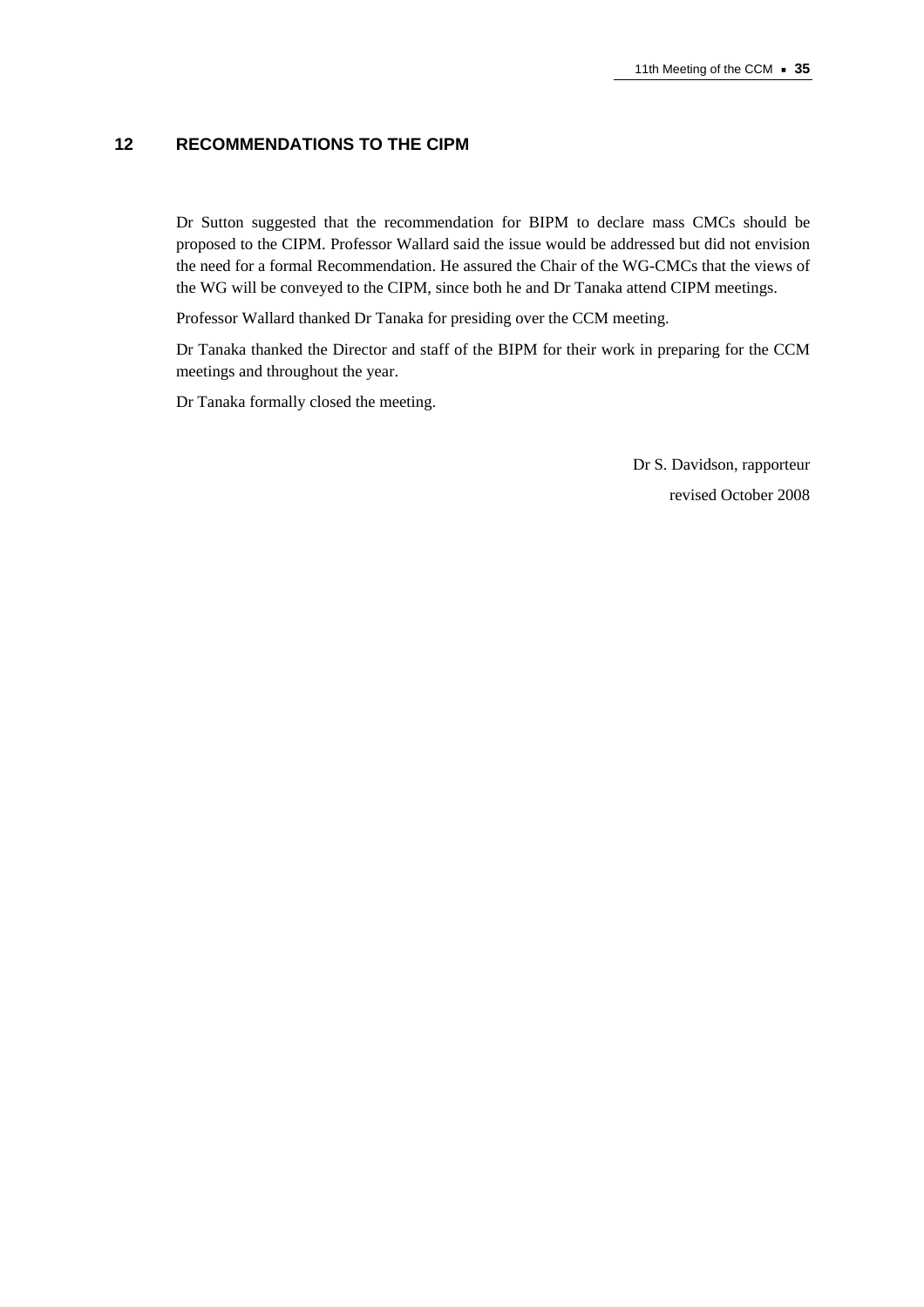## 12 RECOMMENDATIONS TO THE CIPM

Dr Sutton suggested that the recommendation for BIPM to declare mass CMCs should be proposed to the CIPM. Professor Wallard said the issue would be addressed but did not envision the need for a formal Recommendation. He assured the Chair of the WG-CMCs that the views of the WG will be conveyed to the CIPM, since both he and Dr Tanaka attend CIPM meetings.

Professor Wallard thanked Dr Tanaka for presiding over the CCM meeting.

Dr Tanaka thanked the Director and staff of the BIPM for their work in preparing for the CCM meetings and throughout the year.

Dr Tanaka formally closed the meeting.

Dr S. Davidson, rapporteur

revised October 2008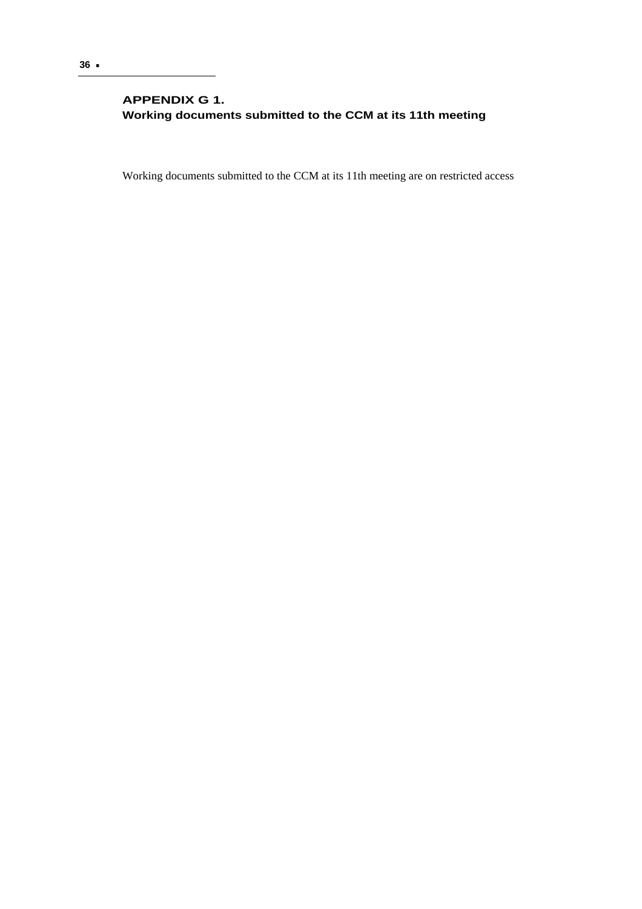## APPENDIX G 1.
## Working documents submitted to the CCM at its 11th meeting

Working documents submitted to the CCM at its 11th meeting are on restricted access